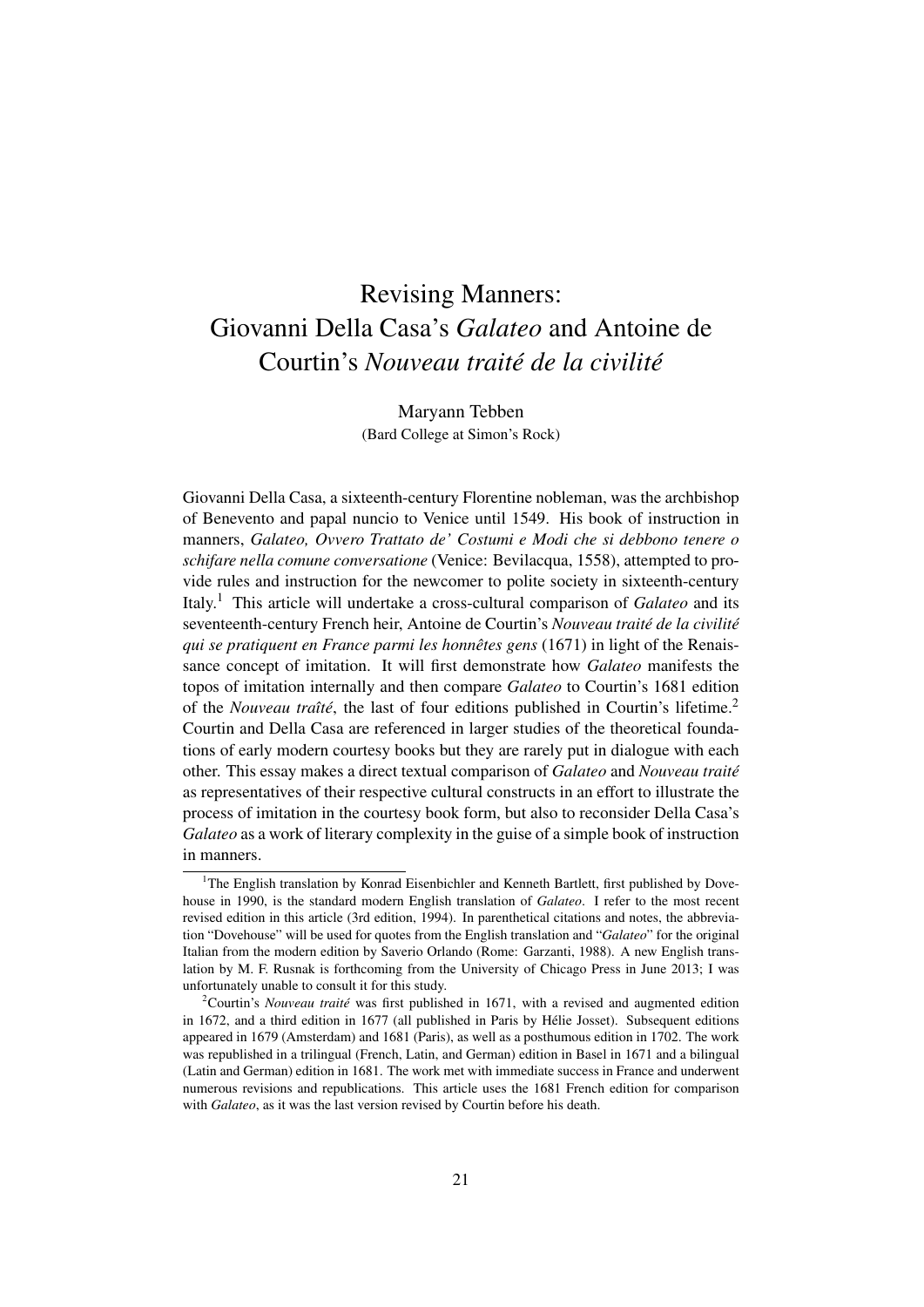# Revising Manners: Giovanni Della Casa's *Galateo* and Antoine de Courtin's *Nouveau traité de la civilité*

Maryann Tebben
(Bard College at Simon's Rock)

Giovanni Della Casa, a sixteenth-century Florentine nobleman, was the archbishop of Benevento and papal nuncio to Venice until 1549. His book of instruction in manners, *Galateo, Ovvero Trattato de' Costumi e Modi che si debbono tenere o schifare nella comune conversatione* (Venice: Bevilacqua, 1558), attempted to provide rules and instruction for the newcomer to polite society in sixteenth-century Italy.[1] This article will undertake a cross-cultural comparison of *Galateo* and its seventeenth-century French heir, Antoine de Courtin's *Nouveau traité de la civilité qui se pratiquent en France parmi les honnêtes gens* (1671) in light of the Renaissance concept of imitation. It will first demonstrate how *Galateo* manifests the topos of imitation internally and then compare *Galateo* to Courtin's 1681 edition of the *Nouveau traîté*, the last of four editions published in Courtin's lifetime.[2] Courtin and Della Casa are referenced in larger studies of the theoretical foundations of early modern courtesy books but they are rarely put in dialogue with each other. This essay makes a direct textual comparison of *Galateo* and *Nouveau traité* as representatives of their respective cultural constructs in an effort to illustrate the process of imitation in the courtesy book form, but also to reconsider Della Casa's *Galateo* as a work of literary complexity in the guise of a simple book of instruction in manners.

[1] The English translation by Konrad Eisenbichler and Kenneth Bartlett, first published by Dovehouse in 1990, is the standard modern English translation of *Galateo*. I refer to the most recent revised edition in this article (3rd edition, 1994). In parenthetical citations and notes, the abbreviation "Dovehouse" will be used for quotes from the English translation and "*Galateo*" for the original Italian from the modern edition by Saverio Orlando (Rome: Garzanti, 1988). A new English translation by M. F. Rusnak is forthcoming from the University of Chicago Press in June 2013; I was unfortunately unable to consult it for this study.

[2] Courtin's *Nouveau traité* was first published in 1671, with a revised and augmented edition in 1672, and a third edition in 1677 (all published in Paris by Hélie Josset). Subsequent editions appeared in 1679 (Amsterdam) and 1681 (Paris), as well as a posthumous edition in 1702. The work was republished in a trilingual (French, Latin, and German) edition in Basel in 1671 and a bilingual (Latin and German) edition in 1681. The work met with immediate success in France and underwent numerous revisions and republications. This article uses the 1681 French edition for comparison with *Galateo*, as it was the last version revised by Courtin before his death.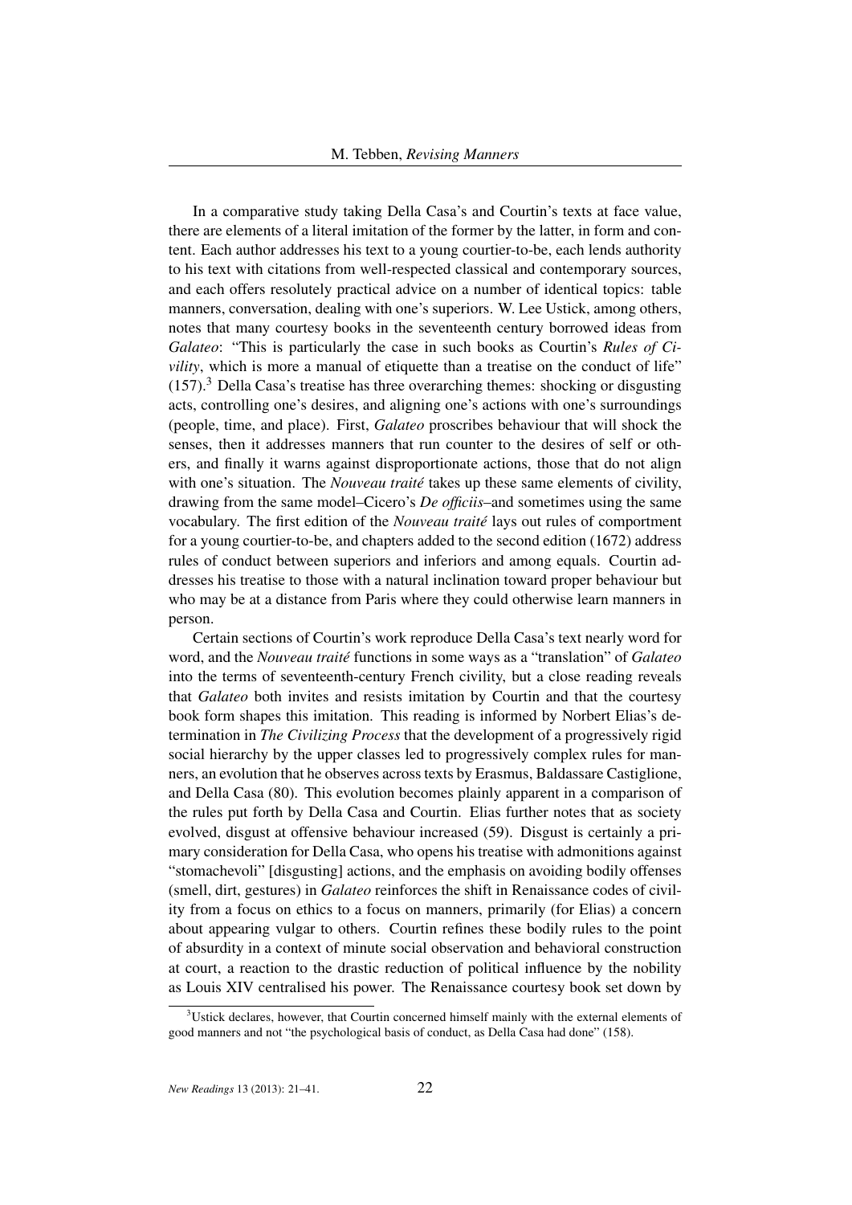In a comparative study taking Della Casa's and Courtin's texts at face value, there are elements of a literal imitation of the former by the latter, in form and content. Each author addresses his text to a young courtier-to-be, each lends authority to his text with citations from well-respected classical and contemporary sources, and each offers resolutely practical advice on a number of identical topics: table manners, conversation, dealing with one's superiors. W. Lee Ustick, among others, notes that many courtesy books in the seventeenth century borrowed ideas from *Galateo*: "This is particularly the case in such books as Courtin's *Rules of Civility*, which is more a manual of etiquette than a treatise on the conduct of life" (157).[3] Della Casa's treatise has three overarching themes: shocking or disgusting acts, controlling one's desires, and aligning one's actions with one's surroundings (people, time, and place). First, *Galateo* proscribes behaviour that will shock the senses, then it addresses manners that run counter to the desires of self or others, and finally it warns against disproportionate actions, those that do not align with one's situation. The *Nouveau traité* takes up these same elements of civility, drawing from the same model–Cicero's *De officiis*–and sometimes using the same vocabulary. The first edition of the *Nouveau traité* lays out rules of comportment for a young courtier-to-be, and chapters added to the second edition (1672) address rules of conduct between superiors and inferiors and among equals. Courtin addresses his treatise to those with a natural inclination toward proper behaviour but who may be at a distance from Paris where they could otherwise learn manners in person.

Certain sections of Courtin's work reproduce Della Casa's text nearly word for word, and the *Nouveau traité* functions in some ways as a "translation" of *Galateo* into the terms of seventeenth-century French civility, but a close reading reveals that *Galateo* both invites and resists imitation by Courtin and that the courtesy book form shapes this imitation. This reading is informed by Norbert Elias's determination in *The Civilizing Process* that the development of a progressively rigid social hierarchy by the upper classes led to progressively complex rules for manners, an evolution that he observes across texts by Erasmus, Baldassare Castiglione, and Della Casa (80). This evolution becomes plainly apparent in a comparison of the rules put forth by Della Casa and Courtin. Elias further notes that as society evolved, disgust at offensive behaviour increased (59). Disgust is certainly a primary consideration for Della Casa, who opens his treatise with admonitions against "stomachevoli" [disgusting] actions, and the emphasis on avoiding bodily offenses (smell, dirt, gestures) in *Galateo* reinforces the shift in Renaissance codes of civility from a focus on ethics to a focus on manners, primarily (for Elias) a concern about appearing vulgar to others. Courtin refines these bodily rules to the point of absurdity in a context of minute social observation and behavioral construction at court, a reaction to the drastic reduction of political influence by the nobility as Louis XIV centralised his power. The Renaissance courtesy book set down by

[3] Ustick declares, however, that Courtin concerned himself mainly with the external elements of good manners and not "the psychological basis of conduct, as Della Casa had done" (158).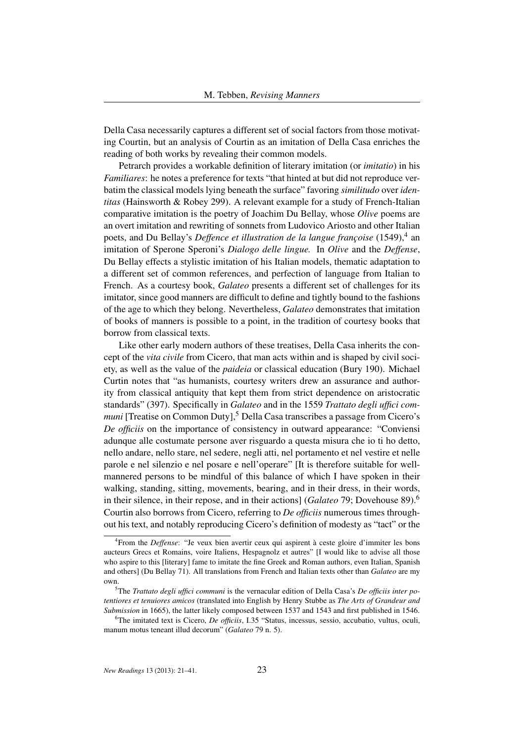Della Casa necessarily captures a different set of social factors from those motivating Courtin, but an analysis of Courtin as an imitation of Della Casa enriches the reading of both works by revealing their common models.

Petrarch provides a workable definition of literary imitation (or *imitatio*) in his *Familiares*: he notes a preference for texts "that hinted at but did not reproduce verbatim the classical models lying beneath the surface" favoring *similitudo* over *identitas* (Hainsworth & Robey 299). A relevant example for a study of French-Italian comparative imitation is the poetry of Joachim Du Bellay, whose *Olive* poems are an overt imitation and rewriting of sonnets from Ludovico Ariosto and other Italian poets, and Du Bellay's *Deffence et illustration de la langue françoise* (1549),[4] an imitation of Sperone Speroni's *Dialogo delle lingue.* In *Olive* and the *Deffense*, Du Bellay effects a stylistic imitation of his Italian models, thematic adaptation to a different set of common references, and perfection of language from Italian to French. As a courtesy book, *Galateo* presents a different set of challenges for its imitator, since good manners are difficult to define and tightly bound to the fashions of the age to which they belong. Nevertheless, *Galateo* demonstrates that imitation of books of manners is possible to a point, in the tradition of courtesy books that borrow from classical texts.

Like other early modern authors of these treatises, Della Casa inherits the concept of the *vita civile* from Cicero, that man acts within and is shaped by civil society, as well as the value of the *paideia* or classical education (Bury 190). Michael Curtin notes that "as humanists, courtesy writers drew an assurance and authority from classical antiquity that kept them from strict dependence on aristocratic standards" (397). Specifically in *Galateo* and in the 1559 *Trattato degli uffici communi* [Treatise on Common Duty],[5] Della Casa transcribes a passage from Cicero's *De officiis* on the importance of consistency in outward appearance: "Conviensi adunque alle costumate persone aver risguardo a questa misura che io ti ho detto, nello andare, nello stare, nel sedere, negli atti, nel portamento et nel vestire et nelle parole e nel silenzio e nel posare e nell'operare" [It is therefore suitable for well-mannered persons to be mindful of this balance of which I have spoken in their walking, standing, sitting, movements, bearing, and in their dress, in their words, in their silence, in their repose, and in their actions] (*Galateo* 79; Dovehouse 89).[6] Courtin also borrows from Cicero, referring to *De officiis* numerous times throughout his text, and notably reproducing Cicero's definition of modesty as "tact" or the

[4] From the *Deffense*: "Je veux bien avertir ceux qui aspirent à ceste gloire d'immiter les bons aucteurs Grecs et Romains, voire Italiens, Hespagnolz et autres" [I would like to advise all those who aspire to this [literary] fame to imitate the fine Greek and Roman authors, even Italian, Spanish and others] (Du Bellay 71). All translations from French and Italian texts other than *Galateo* are my own.

[5] The *Trattato degli uffici communi* is the vernacular edition of Della Casa's *De officiis inter potentiores et tenuiores amicos* (translated into English by Henry Stubbe as *The Arts of Grandeur and Submission* in 1665), the latter likely composed between 1537 and 1543 and first published in 1546.

[6] The imitated text is Cicero, *De officiis*, I.35 "Status, incessus, sessio, accubatio, vultus, oculi, manum motus teneant illud decorum" (*Galateo* 79 n. 5).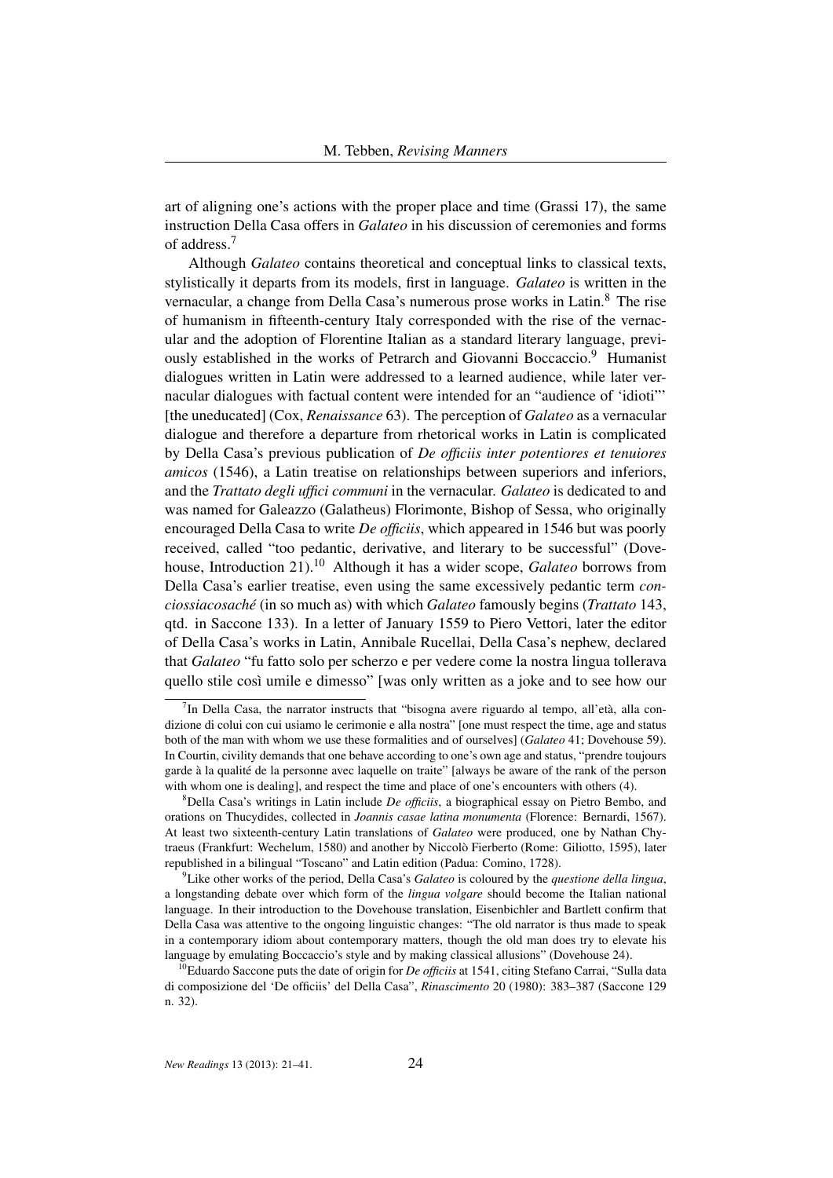art of aligning one's actions with the proper place and time (Grassi 17), the same instruction Della Casa offers in *Galateo* in his discussion of ceremonies and forms of address.[7]

Although *Galateo* contains theoretical and conceptual links to classical texts, stylistically it departs from its models, first in language. *Galateo* is written in the vernacular, a change from Della Casa's numerous prose works in Latin.[8] The rise of humanism in fifteenth-century Italy corresponded with the rise of the vernacular and the adoption of Florentine Italian as a standard literary language, previously established in the works of Petrarch and Giovanni Boccaccio.[9] Humanist dialogues written in Latin were addressed to a learned audience, while later vernacular dialogues with factual content were intended for an "audience of 'idioti'" [the uneducated] (Cox, *Renaissance* 63). The perception of *Galateo* as a vernacular dialogue and therefore a departure from rhetorical works in Latin is complicated by Della Casa's previous publication of *De officiis inter potentiores et tenuiores amicos* (1546), a Latin treatise on relationships between superiors and inferiors, and the *Trattato degli uffici communi* in the vernacular. *Galateo* is dedicated to and was named for Galeazzo (Galatheus) Florimonte, Bishop of Sessa, who originally encouraged Della Casa to write *De officiis*, which appeared in 1546 but was poorly received, called "too pedantic, derivative, and literary to be successful" (Dovehouse, Introduction 21).[10] Although it has a wider scope, *Galateo* borrows from Della Casa's earlier treatise, even using the same excessively pedantic term *conciossiacosaché* (in so much as) with which *Galateo* famously begins (*Trattato* 143, qtd. in Saccone 133). In a letter of January 1559 to Piero Vettori, later the editor of Della Casa's works in Latin, Annibale Rucellai, Della Casa's nephew, declared that *Galateo* "fu fatto solo per scherzo e per vedere come la nostra lingua tollerava quello stile così umile e dimesso" [was only written as a joke and to see how our

---

[7] In Della Casa, the narrator instructs that "bisogna avere riguardo al tempo, all'età, alla condizione di colui con cui usiamo le cerimonie e alla nostra" [one must respect the time, age and status both of the man with whom we use these formalities and of ourselves] (*Galateo* 41; Dovehouse 59). In Courtin, civility demands that one behave according to one's own age and status, "prendre toujours garde à la qualité de la personne avec laquelle on traite" [always be aware of the rank of the person with whom one is dealing], and respect the time and place of one's encounters with others (4).

[8] Della Casa's writings in Latin include *De officiis*, a biographical essay on Pietro Bembo, and orations on Thucydides, collected in *Joannis casae latina monumenta* (Florence: Bernardi, 1567). At least two sixteenth-century Latin translations of *Galateo* were produced, one by Nathan Chytraeus (Frankfurt: Wechelum, 1580) and another by Niccolò Fierberto (Rome: Giliotto, 1595), later republished in a bilingual "Toscano" and Latin edition (Padua: Comino, 1728).

[9] Like other works of the period, Della Casa's *Galateo* is coloured by the *questione della lingua*, a longstanding debate over which form of the *lingua volgare* should become the Italian national language. In their introduction to the Dovehouse translation, Eisenbichler and Bartlett confirm that Della Casa was attentive to the ongoing linguistic changes: "The old narrator is thus made to speak in a contemporary idiom about contemporary matters, though the old man does try to elevate his language by emulating Boccaccio's style and by making classical allusions" (Dovehouse 24).

[10] Eduardo Saccone puts the date of origin for *De officiis* at 1541, citing Stefano Carrai, "Sulla data di composizione del 'De officiis' del Della Casa", *Rinascimento* 20 (1980): 383–387 (Saccone 129 n. 32).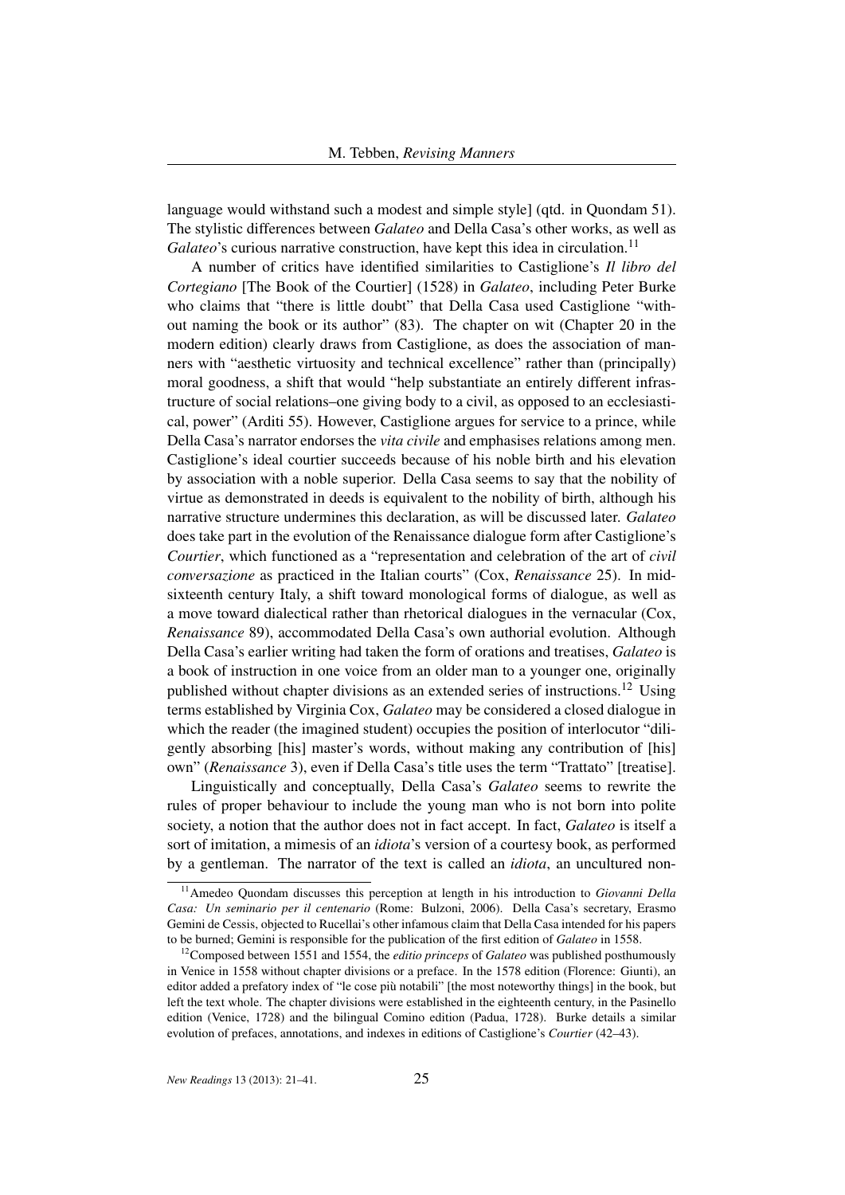language would withstand such a modest and simple style] (qtd. in Quondam 51). The stylistic differences between *Galateo* and Della Casa's other works, as well as *Galateo*'s curious narrative construction, have kept this idea in circulation.[11]

A number of critics have identified similarities to Castiglione's *Il libro del Cortegiano* [The Book of the Courtier] (1528) in *Galateo*, including Peter Burke who claims that "there is little doubt" that Della Casa used Castiglione "without naming the book or its author" (83). The chapter on wit (Chapter 20 in the modern edition) clearly draws from Castiglione, as does the association of manners with "aesthetic virtuosity and technical excellence" rather than (principally) moral goodness, a shift that would "help substantiate an entirely different infrastructure of social relations–one giving body to a civil, as opposed to an ecclesiastical, power" (Arditi 55). However, Castiglione argues for service to a prince, while Della Casa's narrator endorses the *vita civile* and emphasises relations among men. Castiglione's ideal courtier succeeds because of his noble birth and his elevation by association with a noble superior. Della Casa seems to say that the nobility of virtue as demonstrated in deeds is equivalent to the nobility of birth, although his narrative structure undermines this declaration, as will be discussed later. *Galateo* does take part in the evolution of the Renaissance dialogue form after Castiglione's *Courtier*, which functioned as a "representation and celebration of the art of *civil conversazione* as practiced in the Italian courts" (Cox, *Renaissance* 25). In mid-sixteenth century Italy, a shift toward monological forms of dialogue, as well as a move toward dialectical rather than rhetorical dialogues in the vernacular (Cox, *Renaissance* 89), accommodated Della Casa's own authorial evolution. Although Della Casa's earlier writing had taken the form of orations and treatises, *Galateo* is a book of instruction in one voice from an older man to a younger one, originally published without chapter divisions as an extended series of instructions.[12] Using terms established by Virginia Cox, *Galateo* may be considered a closed dialogue in which the reader (the imagined student) occupies the position of interlocutor "diligently absorbing [his] master's words, without making any contribution of [his] own" (*Renaissance* 3), even if Della Casa's title uses the term "Trattato" [treatise].

Linguistically and conceptually, Della Casa's *Galateo* seems to rewrite the rules of proper behaviour to include the young man who is not born into polite society, a notion that the author does not in fact accept. In fact, *Galateo* is itself a sort of imitation, a mimesis of an *idiota*'s version of a courtesy book, as performed by a gentleman. The narrator of the text is called an *idiota*, an uncultured non-

[11] Amedeo Quondam discusses this perception at length in his introduction to *Giovanni Della Casa: Un seminario per il centenario* (Rome: Bulzoni, 2006). Della Casa's secretary, Erasmo Gemini de Cessis, objected to Rucellai's other infamous claim that Della Casa intended for his papers to be burned; Gemini is responsible for the publication of the first edition of *Galateo* in 1558.

[12] Composed between 1551 and 1554, the *editio princeps* of *Galateo* was published posthumously in Venice in 1558 without chapter divisions or a preface. In the 1578 edition (Florence: Giunti), an editor added a prefatory index of "le cose più notabili" [the most noteworthy things] in the book, but left the text whole. The chapter divisions were established in the eighteenth century, in the Pasinello edition (Venice, 1728) and the bilingual Comino edition (Padua, 1728). Burke details a similar evolution of prefaces, annotations, and indexes in editions of Castiglione's *Courtier* (42–43).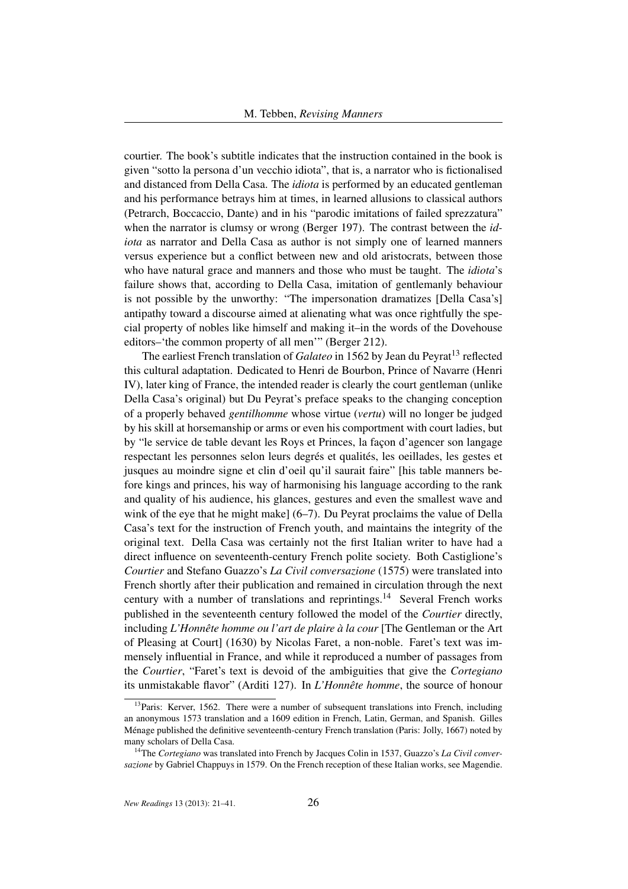courtier. The book's subtitle indicates that the instruction contained in the book is given "sotto la persona d'un vecchio idiota", that is, a narrator who is fictionalised and distanced from Della Casa. The *idiota* is performed by an educated gentleman and his performance betrays him at times, in learned allusions to classical authors (Petrarch, Boccaccio, Dante) and in his "parodic imitations of failed sprezzatura" when the narrator is clumsy or wrong (Berger 197). The contrast between the *idiota* as narrator and Della Casa as author is not simply one of learned manners versus experience but a conflict between new and old aristocrats, between those who have natural grace and manners and those who must be taught. The *idiota*'s failure shows that, according to Della Casa, imitation of gentlemanly behaviour is not possible by the unworthy: "The impersonation dramatizes [Della Casa's] antipathy toward a discourse aimed at alienating what was once rightfully the special property of nobles like himself and making it–in the words of the Dovehouse editors–'the common property of all men'" (Berger 212).

The earliest French translation of *Galateo* in 1562 by Jean du Peyrat[13] reflected this cultural adaptation. Dedicated to Henri de Bourbon, Prince of Navarre (Henri IV), later king of France, the intended reader is clearly the court gentleman (unlike Della Casa's original) but Du Peyrat's preface speaks to the changing conception of a properly behaved *gentilhomme* whose virtue (*vertu*) will no longer be judged by his skill at horsemanship or arms or even his comportment with court ladies, but by "le service de table devant les Roys et Princes, la façon d'agencer son langage respectant les personnes selon leurs degrés et qualités, les oeillades, les gestes et jusques au moindre signe et clin d'oeil qu'il saurait faire" [his table manners before kings and princes, his way of harmonising his language according to the rank and quality of his audience, his glances, gestures and even the smallest wave and wink of the eye that he might make] (6–7). Du Peyrat proclaims the value of Della Casa's text for the instruction of French youth, and maintains the integrity of the original text. Della Casa was certainly not the first Italian writer to have had a direct influence on seventeenth-century French polite society. Both Castiglione's *Courtier* and Stefano Guazzo's *La Civil conversazione* (1575) were translated into French shortly after their publication and remained in circulation through the next century with a number of translations and reprintings.[14] Several French works published in the seventeenth century followed the model of the *Courtier* directly, including *L'Honnête homme ou l'art de plaire à la cour* [The Gentleman or the Art of Pleasing at Court] (1630) by Nicolas Faret, a non-noble. Faret's text was immensely influential in France, and while it reproduced a number of passages from the *Courtier*, "Faret's text is devoid of the ambiguities that give the *Cortegiano* its unmistakable flavor" (Arditi 127). In *L'Honnête homme*, the source of honour

[13] Paris: Kerver, 1562. There were a number of subsequent translations into French, including an anonymous 1573 translation and a 1609 edition in French, Latin, German, and Spanish. Gilles Ménage published the definitive seventeenth-century French translation (Paris: Jolly, 1667) noted by many scholars of Della Casa.

[14] The *Cortegiano* was translated into French by Jacques Colin in 1537, Guazzo's *La Civil conversazione* by Gabriel Chappuys in 1579. On the French reception of these Italian works, see Magendie.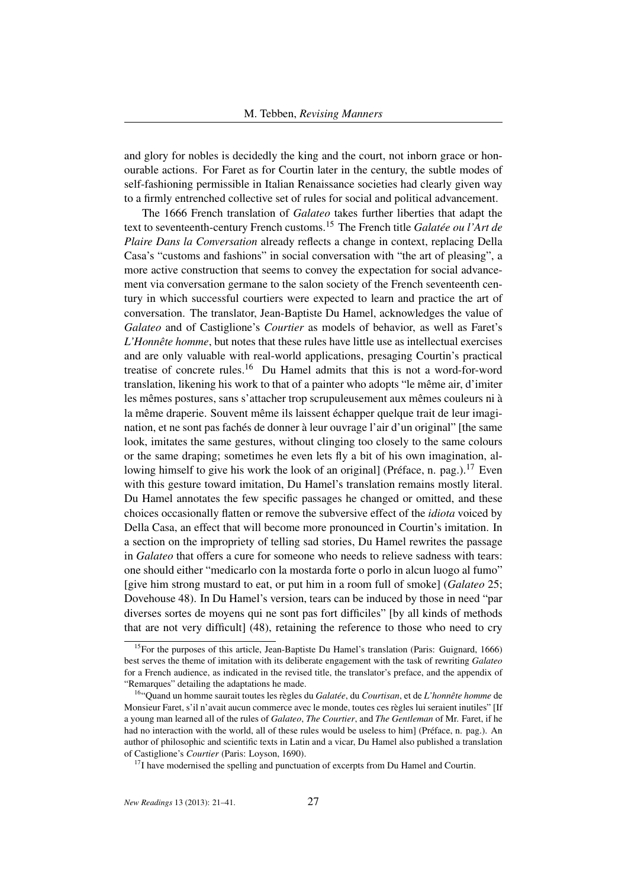and glory for nobles is decidedly the king and the court, not inborn grace or honourable actions. For Faret as for Courtin later in the century, the subtle modes of self-fashioning permissible in Italian Renaissance societies had clearly given way to a firmly entrenched collective set of rules for social and political advancement.

The 1666 French translation of *Galateo* takes further liberties that adapt the text to seventeenth-century French customs.[15] The French title *Galatée ou l'Art de Plaire Dans la Conversation* already reflects a change in context, replacing Della Casa's "customs and fashions" in social conversation with "the art of pleasing", a more active construction that seems to convey the expectation for social advancement via conversation germane to the salon society of the French seventeenth century in which successful courtiers were expected to learn and practice the art of conversation. The translator, Jean-Baptiste Du Hamel, acknowledges the value of *Galateo* and of Castiglione's *Courtier* as models of behavior, as well as Faret's *L'Honnête homme*, but notes that these rules have little use as intellectual exercises and are only valuable with real-world applications, presaging Courtin's practical treatise of concrete rules.[16] Du Hamel admits that this is not a word-for-word translation, likening his work to that of a painter who adopts "le même air, d'imiter les mêmes postures, sans s'attacher trop scrupuleusement aux mêmes couleurs ni à la même draperie. Souvent même ils laissent échapper quelque trait de leur imagination, et ne sont pas fachés de donner à leur ouvrage l'air d'un original" [the same look, imitates the same gestures, without clinging too closely to the same colours or the same draping; sometimes he even lets fly a bit of his own imagination, allowing himself to give his work the look of an original] (Préface, n. pag.).[17] Even with this gesture toward imitation, Du Hamel's translation remains mostly literal. Du Hamel annotates the few specific passages he changed or omitted, and these choices occasionally flatten or remove the subversive effect of the *idiota* voiced by Della Casa, an effect that will become more pronounced in Courtin's imitation. In a section on the impropriety of telling sad stories, Du Hamel rewrites the passage in *Galateo* that offers a cure for someone who needs to relieve sadness with tears: one should either "medicarlo con la mostarda forte o porlo in alcun luogo al fumo" [give him strong mustard to eat, or put him in a room full of smoke] (*Galateo* 25; Dovehouse 48). In Du Hamel's version, tears can be induced by those in need "par diverses sortes de moyens qui ne sont pas fort difficiles" [by all kinds of methods that are not very difficult] (48), retaining the reference to those who need to cry

---

[15] For the purposes of this article, Jean-Baptiste Du Hamel's translation (Paris: Guignard, 1666) best serves the theme of imitation with its deliberate engagement with the task of rewriting *Galateo* for a French audience, as indicated in the revised title, the translator's preface, and the appendix of "Remarques" detailing the adaptations he made.

[16] "Quand un homme saurait toutes les règles du *Galatée*, du *Courtisan*, et de *L'honnête homme* de Monsieur Faret, s'il n'avait aucun commerce avec le monde, toutes ces règles lui seraient inutiles" [If a young man learned all of the rules of *Galateo*, *The Courtier*, and *The Gentleman* of Mr. Faret, if he had no interaction with the world, all of these rules would be useless to him] (Préface, n. pag.). An author of philosophic and scientific texts in Latin and a vicar, Du Hamel also published a translation of Castiglione's *Courtier* (Paris: Loyson, 1690).

[17] I have modernised the spelling and punctuation of excerpts from Du Hamel and Courtin.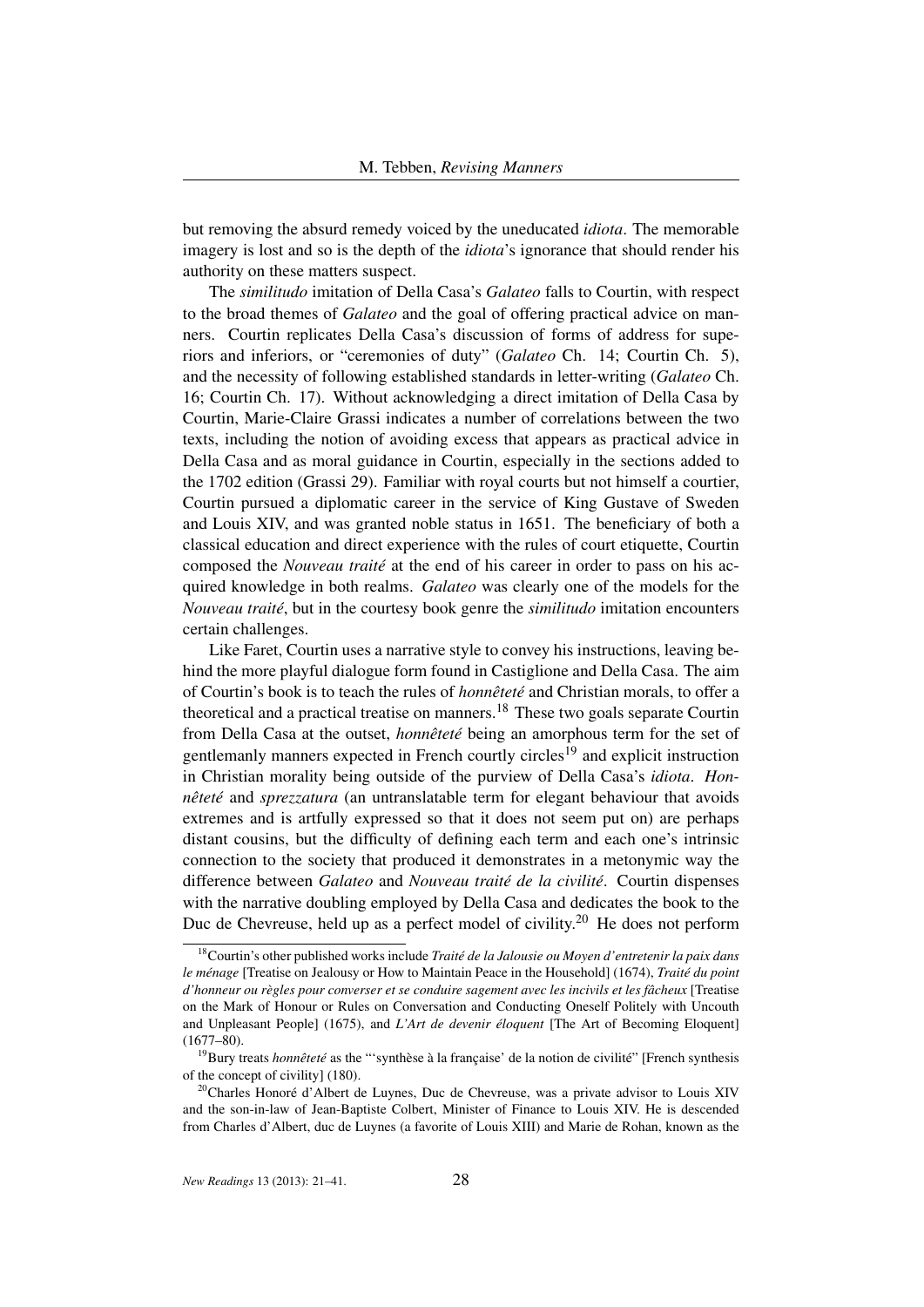but removing the absurd remedy voiced by the uneducated *idiota*. The memorable imagery is lost and so is the depth of the *idiota*'s ignorance that should render his authority on these matters suspect.

The *similitudo* imitation of Della Casa's *Galateo* falls to Courtin, with respect to the broad themes of *Galateo* and the goal of offering practical advice on manners. Courtin replicates Della Casa's discussion of forms of address for superiors and inferiors, or "ceremonies of duty" (*Galateo* Ch. 14; Courtin Ch. 5), and the necessity of following established standards in letter-writing (*Galateo* Ch. 16; Courtin Ch. 17). Without acknowledging a direct imitation of Della Casa by Courtin, Marie-Claire Grassi indicates a number of correlations between the two texts, including the notion of avoiding excess that appears as practical advice in Della Casa and as moral guidance in Courtin, especially in the sections added to the 1702 edition (Grassi 29). Familiar with royal courts but not himself a courtier, Courtin pursued a diplomatic career in the service of King Gustave of Sweden and Louis XIV, and was granted noble status in 1651. The beneficiary of both a classical education and direct experience with the rules of court etiquette, Courtin composed the *Nouveau traité* at the end of his career in order to pass on his acquired knowledge in both realms. *Galateo* was clearly one of the models for the *Nouveau traité*, but in the courtesy book genre the *similitudo* imitation encounters certain challenges.

Like Faret, Courtin uses a narrative style to convey his instructions, leaving behind the more playful dialogue form found in Castiglione and Della Casa. The aim of Courtin's book is to teach the rules of *honnêteté* and Christian morals, to offer a theoretical and a practical treatise on manners.[18] These two goals separate Courtin from Della Casa at the outset, *honnêteté* being an amorphous term for the set of gentlemanly manners expected in French courtly circles[19] and explicit instruction in Christian morality being outside of the purview of Della Casa's *idiota*. *Honnêteté* and *sprezzatura* (an untranslatable term for elegant behaviour that avoids extremes and is artfully expressed so that it does not seem put on) are perhaps distant cousins, but the difficulty of defining each term and each one's intrinsic connection to the society that produced it demonstrates in a metonymic way the difference between *Galateo* and *Nouveau traité de la civilité*. Courtin dispenses with the narrative doubling employed by Della Casa and dedicates the book to the Duc de Chevreuse, held up as a perfect model of civility.[20] He does not perform

[18] Courtin's other published works include *Traité de la Jalousie ou Moyen d'entretenir la paix dans le ménage* [Treatise on Jealousy or How to Maintain Peace in the Household] (1674), *Traité du point d'honneur ou règles pour converser et se conduire sagement avec les incivils et les fâcheux* [Treatise on the Mark of Honour or Rules on Conversation and Conducting Oneself Politely with Uncouth and Unpleasant People] (1675), and *L'Art de devenir éloquent* [The Art of Becoming Eloquent] (1677–80).

[19] Bury treats *honnêteté* as the "'synthèse à la française' de la notion de civilité" [French synthesis of the concept of civility] (180).

[20] Charles Honoré d'Albert de Luynes, Duc de Chevreuse, was a private advisor to Louis XIV and the son-in-law of Jean-Baptiste Colbert, Minister of Finance to Louis XIV. He is descended from Charles d'Albert, duc de Luynes (a favorite of Louis XIII) and Marie de Rohan, known as the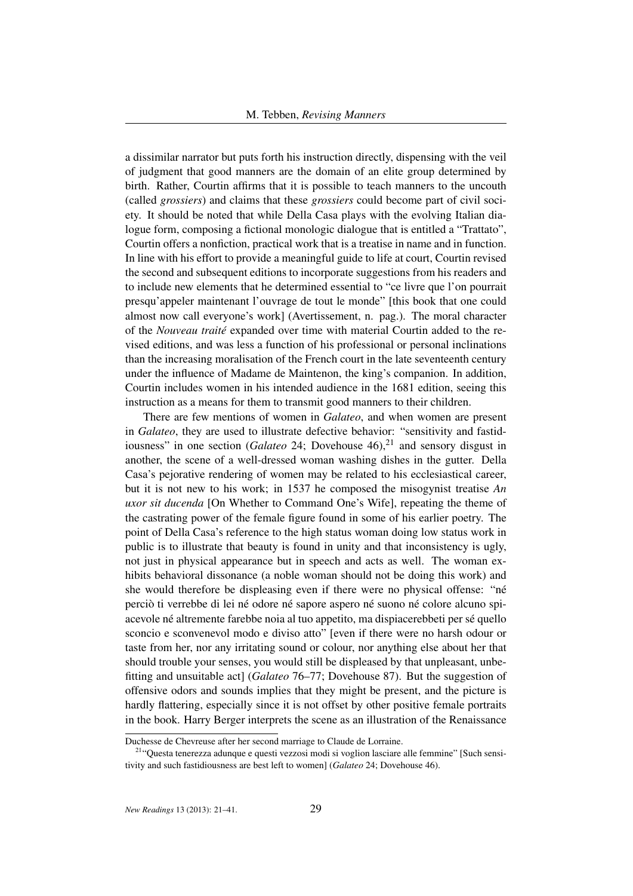a dissimilar narrator but puts forth his instruction directly, dispensing with the veil of judgment that good manners are the domain of an elite group determined by birth. Rather, Courtin affirms that it is possible to teach manners to the uncouth (called *grossiers*) and claims that these *grossiers* could become part of civil society. It should be noted that while Della Casa plays with the evolving Italian dialogue form, composing a fictional monologic dialogue that is entitled a "Trattato", Courtin offers a nonfiction, practical work that is a treatise in name and in function. In line with his effort to provide a meaningful guide to life at court, Courtin revised the second and subsequent editions to incorporate suggestions from his readers and to include new elements that he determined essential to "ce livre que l'on pourrait presqu'appeler maintenant l'ouvrage de tout le monde" [this book that one could almost now call everyone's work] (Avertissement, n. pag.). The moral character of the *Nouveau traité* expanded over time with material Courtin added to the revised editions, and was less a function of his professional or personal inclinations than the increasing moralisation of the French court in the late seventeenth century under the influence of Madame de Maintenon, the king's companion. In addition, Courtin includes women in his intended audience in the 1681 edition, seeing this instruction as a means for them to transmit good manners to their children.

There are few mentions of women in *Galateo*, and when women are present in *Galateo*, they are used to illustrate defective behavior: "sensitivity and fastidiousness" in one section (*Galateo* 24; Dovehouse 46),[21] and sensory disgust in another, the scene of a well-dressed woman washing dishes in the gutter. Della Casa's pejorative rendering of women may be related to his ecclesiastical career, but it is not new to his work; in 1537 he composed the misogynist treatise *An uxor sit ducenda* [On Whether to Command One's Wife], repeating the theme of the castrating power of the female figure found in some of his earlier poetry. The point of Della Casa's reference to the high status woman doing low status work in public is to illustrate that beauty is found in unity and that inconsistency is ugly, not just in physical appearance but in speech and acts as well. The woman exhibits behavioral dissonance (a noble woman should not be doing this work) and she would therefore be displeasing even if there were no physical offense: "né perciò ti verrebbe di lei né odore né sapore aspero né suono né colore alcuno spiacevole né altremente farebbe noia al tuo appetito, ma dispiacerebbeti per sé quello sconcio e sconvenevol modo e diviso atto" [even if there were no harsh odour or taste from her, nor any irritating sound or colour, nor anything else about her that should trouble your senses, you would still be displeased by that unpleasant, unbefitting and unsuitable act] (*Galateo* 76–77; Dovehouse 87). But the suggestion of offensive odors and sounds implies that they might be present, and the picture is hardly flattering, especially since it is not offset by other positive female portraits in the book. Harry Berger interprets the scene as an illustration of the Renaissance

Duchesse de Chevreuse after her second marriage to Claude de Lorraine.

[21] "Questa tenerezza adunque e questi vezzosi modi si voglion lasciare alle femmine" [Such sensitivity and such fastidiousness are best left to women] (*Galateo* 24; Dovehouse 46).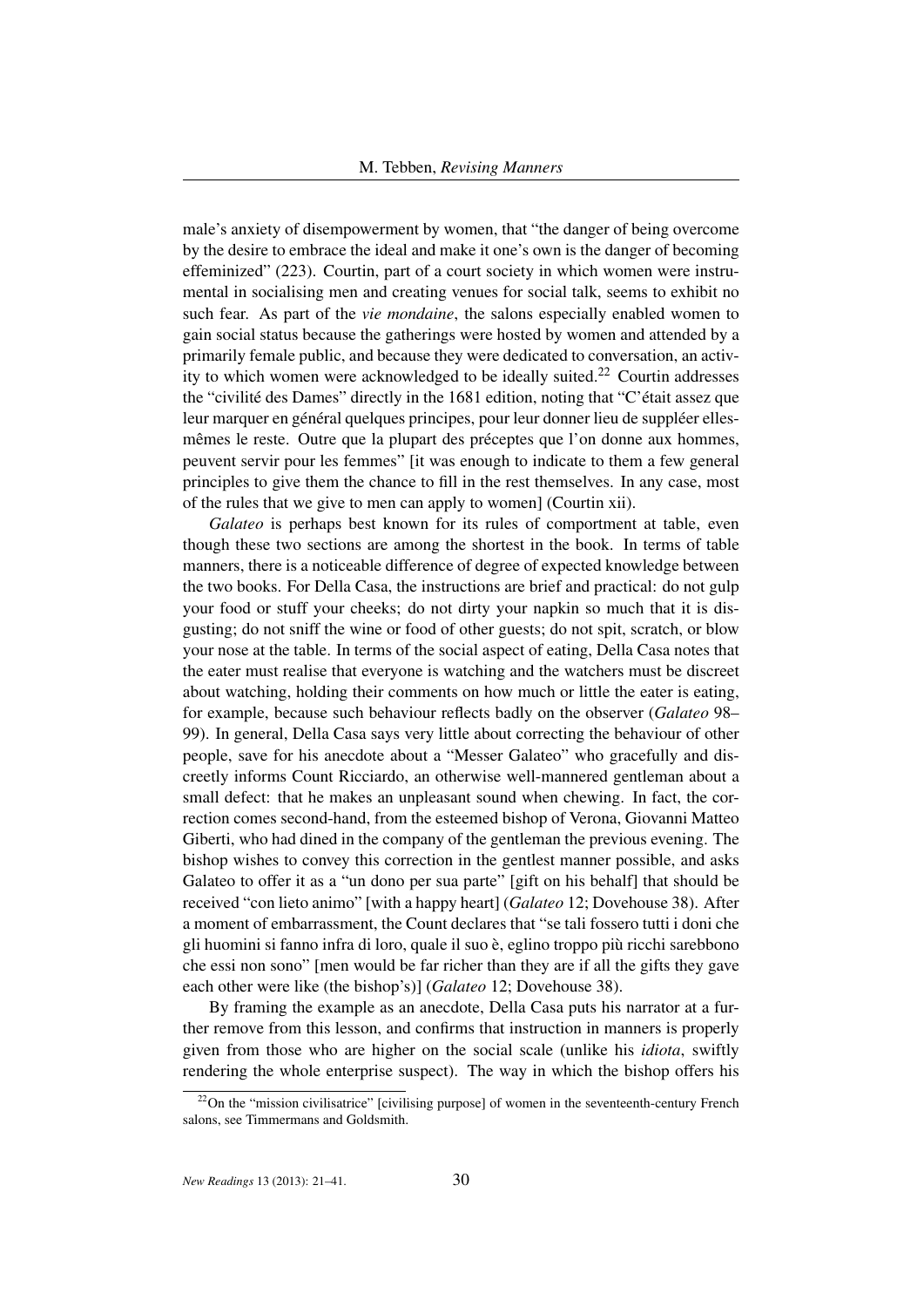male's anxiety of disempowerment by women, that "the danger of being overcome by the desire to embrace the ideal and make it one's own is the danger of becoming effeminized" (223). Courtin, part of a court society in which women were instrumental in socialising men and creating venues for social talk, seems to exhibit no such fear. As part of the *vie mondaine*, the salons especially enabled women to gain social status because the gatherings were hosted by women and attended by a primarily female public, and because they were dedicated to conversation, an activity to which women were acknowledged to be ideally suited.[22] Courtin addresses the "civilité des Dames" directly in the 1681 edition, noting that "C'était assez que leur marquer en général quelques principes, pour leur donner lieu de suppléer elles-mêmes le reste. Outre que la plupart des préceptes que l'on donne aux hommes, peuvent servir pour les femmes" [it was enough to indicate to them a few general principles to give them the chance to fill in the rest themselves. In any case, most of the rules that we give to men can apply to women] (Courtin xii).

*Galateo* is perhaps best known for its rules of comportment at table, even though these two sections are among the shortest in the book. In terms of table manners, there is a noticeable difference of degree of expected knowledge between the two books. For Della Casa, the instructions are brief and practical: do not gulp your food or stuff your cheeks; do not dirty your napkin so much that it is disgusting; do not sniff the wine or food of other guests; do not spit, scratch, or blow your nose at the table. In terms of the social aspect of eating, Della Casa notes that the eater must realise that everyone is watching and the watchers must be discreet about watching, holding their comments on how much or little the eater is eating, for example, because such behaviour reflects badly on the observer (*Galateo* 98–99). In general, Della Casa says very little about correcting the behaviour of other people, save for his anecdote about a "Messer Galateo" who gracefully and discreetly informs Count Ricciardo, an otherwise well-mannered gentleman about a small defect: that he makes an unpleasant sound when chewing. In fact, the correction comes second-hand, from the esteemed bishop of Verona, Giovanni Matteo Giberti, who had dined in the company of the gentleman the previous evening. The bishop wishes to convey this correction in the gentlest manner possible, and asks Galateo to offer it as a "un dono per sua parte" [gift on his behalf] that should be received "con lieto animo" [with a happy heart] (*Galateo* 12; Dovehouse 38). After a moment of embarrassment, the Count declares that "se tali fossero tutti i doni che gli huomini si fanno infra di loro, quale il suo è, eglino troppo più ricchi sarebbono che essi non sono" [men would be far richer than they are if all the gifts they gave each other were like (the bishop's)] (*Galateo* 12; Dovehouse 38).

By framing the example as an anecdote, Della Casa puts his narrator at a further remove from this lesson, and confirms that instruction in manners is properly given from those who are higher on the social scale (unlike his *idiota*, swiftly rendering the whole enterprise suspect). The way in which the bishop offers his

[22] On the "mission civilisatrice" [civilising purpose] of women in the seventeenth-century French salons, see Timmermans and Goldsmith.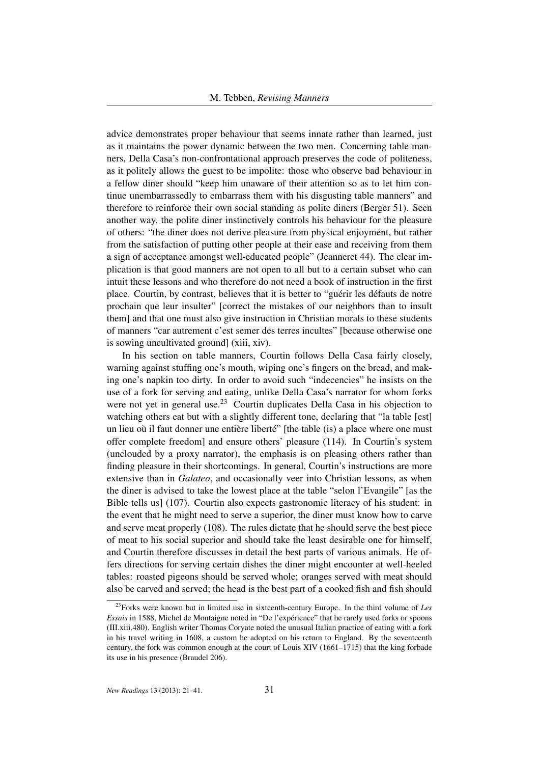advice demonstrates proper behaviour that seems innate rather than learned, just as it maintains the power dynamic between the two men. Concerning table manners, Della Casa's non-confrontational approach preserves the code of politeness, as it politely allows the guest to be impolite: those who observe bad behaviour in a fellow diner should "keep him unaware of their attention so as to let him continue unembarrassedly to embarrass them with his disgusting table manners" and therefore to reinforce their own social standing as polite diners (Berger 51). Seen another way, the polite diner instinctively controls his behaviour for the pleasure of others: "the diner does not derive pleasure from physical enjoyment, but rather from the satisfaction of putting other people at their ease and receiving from them a sign of acceptance amongst well-educated people" (Jeanneret 44). The clear implication is that good manners are not open to all but to a certain subset who can intuit these lessons and who therefore do not need a book of instruction in the first place. Courtin, by contrast, believes that it is better to "guérir les défauts de notre prochain que leur insulter" [correct the mistakes of our neighbors than to insult them] and that one must also give instruction in Christian morals to these students of manners "car autrement c'est semer des terres incultes" [because otherwise one is sowing uncultivated ground] (xiii, xiv).

In his section on table manners, Courtin follows Della Casa fairly closely, warning against stuffing one's mouth, wiping one's fingers on the bread, and making one's napkin too dirty. In order to avoid such "indecencies" he insists on the use of a fork for serving and eating, unlike Della Casa's narrator for whom forks were not yet in general use.[23] Courtin duplicates Della Casa in his objection to watching others eat but with a slightly different tone, declaring that "la table [est] un lieu où il faut donner une entière liberté" [the table (is) a place where one must offer complete freedom] and ensure others' pleasure (114). In Courtin's system (unclouded by a proxy narrator), the emphasis is on pleasing others rather than finding pleasure in their shortcomings. In general, Courtin's instructions are more extensive than in *Galateo*, and occasionally veer into Christian lessons, as when the diner is advised to take the lowest place at the table "selon l'Evangile" [as the Bible tells us] (107). Courtin also expects gastronomic literacy of his student: in the event that he might need to serve a superior, the diner must know how to carve and serve meat properly (108). The rules dictate that he should serve the best piece of meat to his social superior and should take the least desirable one for himself, and Courtin therefore discusses in detail the best parts of various animals. He offers directions for serving certain dishes the diner might encounter at well-heeled tables: roasted pigeons should be served whole; oranges served with meat should also be carved and served; the head is the best part of a cooked fish and fish should

[23] Forks were known but in limited use in sixteenth-century Europe. In the third volume of *Les Essais* in 1588, Michel de Montaigne noted in "De l'expérience" that he rarely used forks or spoons (III.xiii.480). English writer Thomas Coryate noted the unusual Italian practice of eating with a fork in his travel writing in 1608, a custom he adopted on his return to England. By the seventeenth century, the fork was common enough at the court of Louis XIV (1661–1715) that the king forbade its use in his presence (Braudel 206).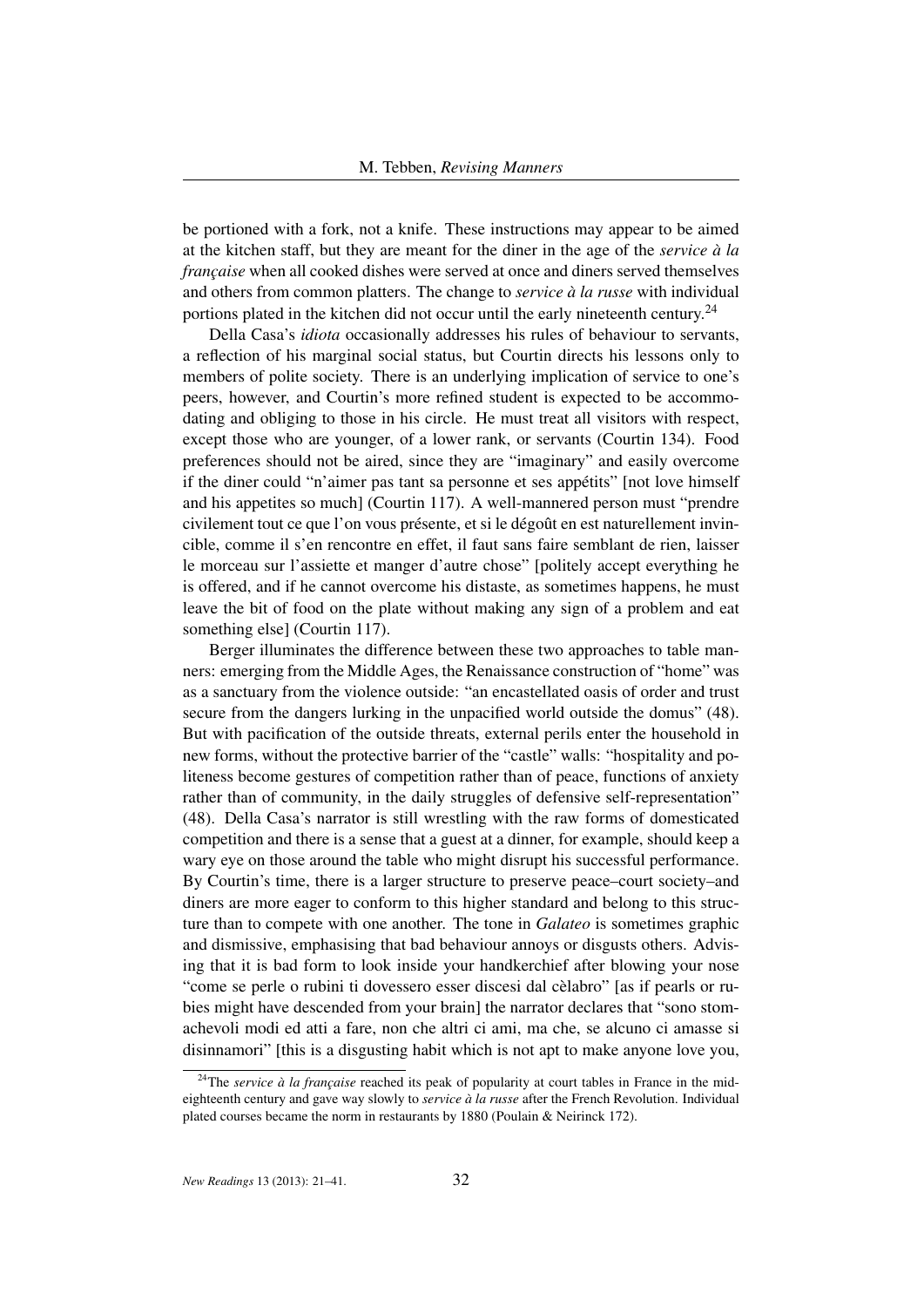be portioned with a fork, not a knife. These instructions may appear to be aimed at the kitchen staff, but they are meant for the diner in the age of the *service à la française* when all cooked dishes were served at once and diners served themselves and others from common platters. The change to *service à la russe* with individual portions plated in the kitchen did not occur until the early nineteenth century.[24]

Della Casa's *idiota* occasionally addresses his rules of behaviour to servants, a reflection of his marginal social status, but Courtin directs his lessons only to members of polite society. There is an underlying implication of service to one's peers, however, and Courtin's more refined student is expected to be accommodating and obliging to those in his circle. He must treat all visitors with respect, except those who are younger, of a lower rank, or servants (Courtin 134). Food preferences should not be aired, since they are "imaginary" and easily overcome if the diner could "n'aimer pas tant sa personne et ses appétits" [not love himself and his appetites so much] (Courtin 117). A well-mannered person must "prendre civilement tout ce que l'on vous présente, et si le dégoût en est naturellement invincible, comme il s'en rencontre en effet, il faut sans faire semblant de rien, laisser le morceau sur l'assiette et manger d'autre chose" [politely accept everything he is offered, and if he cannot overcome his distaste, as sometimes happens, he must leave the bit of food on the plate without making any sign of a problem and eat something else] (Courtin 117).

Berger illuminates the difference between these two approaches to table manners: emerging from the Middle Ages, the Renaissance construction of "home" was as a sanctuary from the violence outside: "an encastellated oasis of order and trust secure from the dangers lurking in the unpacified world outside the domus" (48). But with pacification of the outside threats, external perils enter the household in new forms, without the protective barrier of the "castle" walls: "hospitality and politeness become gestures of competition rather than of peace, functions of anxiety rather than of community, in the daily struggles of defensive self-representation" (48). Della Casa's narrator is still wrestling with the raw forms of domesticated competition and there is a sense that a guest at a dinner, for example, should keep a wary eye on those around the table who might disrupt his successful performance. By Courtin's time, there is a larger structure to preserve peace–court society–and diners are more eager to conform to this higher standard and belong to this structure than to compete with one another. The tone in *Galateo* is sometimes graphic and dismissive, emphasising that bad behaviour annoys or disgusts others. Advising that it is bad form to look inside your handkerchief after blowing your nose "come se perle o rubini ti dovessero esser discesi dal cèlabro" [as if pearls or rubies might have descended from your brain] the narrator declares that "sono stomachevoli modi ed atti a fare, non che altri ci ami, ma che, se alcuno ci amasse si disinnamori" [this is a disgusting habit which is not apt to make anyone love you,

---

[24]The *service à la française* reached its peak of popularity at court tables in France in the mid-eighteenth century and gave way slowly to *service à la russe* after the French Revolution. Individual plated courses became the norm in restaurants by 1880 (Poulain & Neirinck 172).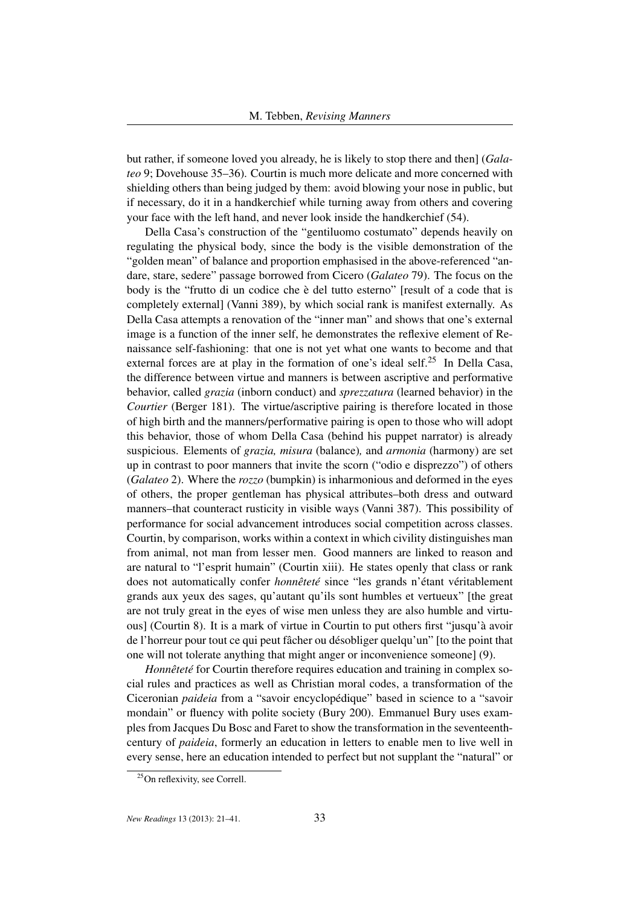but rather, if someone loved you already, he is likely to stop there and then] (*Galateo* 9; Dovehouse 35–36). Courtin is much more delicate and more concerned with shielding others than being judged by them: avoid blowing your nose in public, but if necessary, do it in a handkerchief while turning away from others and covering your face with the left hand, and never look inside the handkerchief (54).

Della Casa's construction of the "gentiluomo costumato" depends heavily on regulating the physical body, since the body is the visible demonstration of the "golden mean" of balance and proportion emphasised in the above-referenced "andare, stare, sedere" passage borrowed from Cicero (*Galateo* 79). The focus on the body is the "frutto di un codice che è del tutto esterno" [result of a code that is completely external] (Vanni 389), by which social rank is manifest externally. As Della Casa attempts a renovation of the "inner man" and shows that one's external image is a function of the inner self, he demonstrates the reflexive element of Renaissance self-fashioning: that one is not yet what one wants to become and that external forces are at play in the formation of one's ideal self.[25] In Della Casa, the difference between virtue and manners is between ascriptive and performative behavior, called *grazia* (inborn conduct) and *sprezzatura* (learned behavior) in the *Courtier* (Berger 181). The virtue/ascriptive pairing is therefore located in those of high birth and the manners/performative pairing is open to those who will adopt this behavior, those of whom Della Casa (behind his puppet narrator) is already suspicious. Elements of *grazia, misura* (balance)*,* and *armonia* (harmony) are set up in contrast to poor manners that invite the scorn ("odio e disprezzo") of others (*Galateo* 2). Where the *rozzo* (bumpkin) is inharmonious and deformed in the eyes of others, the proper gentleman has physical attributes–both dress and outward manners–that counteract rusticity in visible ways (Vanni 387). This possibility of performance for social advancement introduces social competition across classes. Courtin, by comparison, works within a context in which civility distinguishes man from animal, not man from lesser men. Good manners are linked to reason and are natural to "l'esprit humain" (Courtin xiii). He states openly that class or rank does not automatically confer *honnêteté* since "les grands n'étant véritablement grands aux yeux des sages, qu'autant qu'ils sont humbles et vertueux" [the great are not truly great in the eyes of wise men unless they are also humble and virtuous] (Courtin 8). It is a mark of virtue in Courtin to put others first "jusqu'à avoir de l'horreur pour tout ce qui peut fâcher ou désobliger quelqu'un" [to the point that one will not tolerate anything that might anger or inconvenience someone] (9).

*Honnêteté* for Courtin therefore requires education and training in complex social rules and practices as well as Christian moral codes, a transformation of the Ciceronian *paideia* from a "savoir encyclopédique" based in science to a "savoir mondain" or fluency with polite society (Bury 200). Emmanuel Bury uses examples from Jacques Du Bosc and Faret to show the transformation in the seventeenth-century of *paideia*, formerly an education in letters to enable men to live well in every sense, here an education intended to perfect but not supplant the "natural" or

[25] On reflexivity, see Correll.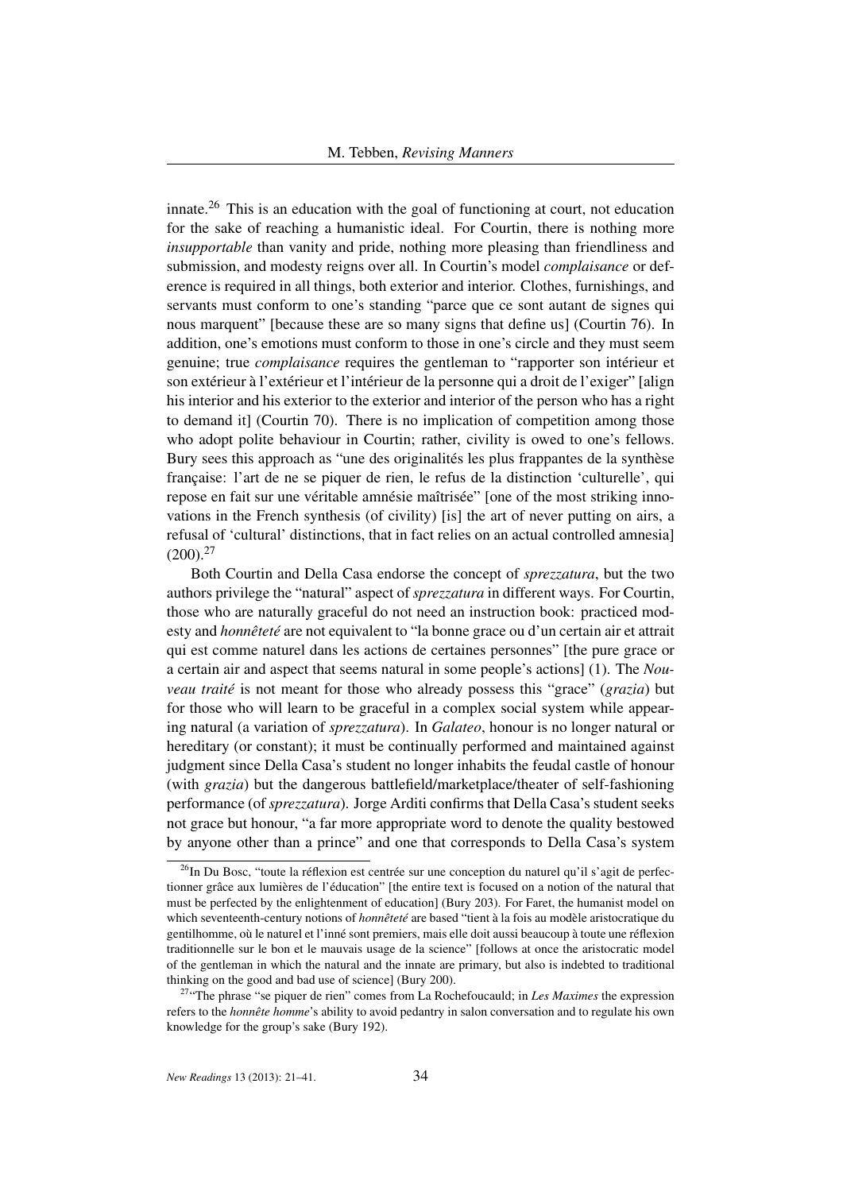innate.[26] This is an education with the goal of functioning at court, not education for the sake of reaching a humanistic ideal. For Courtin, there is nothing more *insupportable* than vanity and pride, nothing more pleasing than friendliness and submission, and modesty reigns over all. In Courtin's model *complaisance* or deference is required in all things, both exterior and interior. Clothes, furnishings, and servants must conform to one's standing "parce que ce sont autant de signes qui nous marquent" [because these are so many signs that define us] (Courtin 76). In addition, one's emotions must conform to those in one's circle and they must seem genuine; true *complaisance* requires the gentleman to "rapporter son intérieur et son extérieur à l'extérieur et l'intérieur de la personne qui a droit de l'exiger" [align his interior and his exterior to the exterior and interior of the person who has a right to demand it] (Courtin 70). There is no implication of competition among those who adopt polite behaviour in Courtin; rather, civility is owed to one's fellows. Bury sees this approach as "une des originalités les plus frappantes de la synthèse française: l'art de ne se piquer de rien, le refus de la distinction 'culturelle', qui repose en fait sur une véritable amnésie maîtrisée" [one of the most striking innovations in the French synthesis (of civility) [is] the art of never putting on airs, a refusal of 'cultural' distinctions, that in fact relies on an actual controlled amnesia] (200).[27]

Both Courtin and Della Casa endorse the concept of *sprezzatura*, but the two authors privilege the "natural" aspect of *sprezzatura* in different ways. For Courtin, those who are naturally graceful do not need an instruction book: practiced modesty and *honnêteté* are not equivalent to "la bonne grace ou d'un certain air et attrait qui est comme naturel dans les actions de certaines personnes" [the pure grace or a certain air and aspect that seems natural in some people's actions] (1). The *Nouveau traité* is not meant for those who already possess this "grace" (*grazia*) but for those who will learn to be graceful in a complex social system while appearing natural (a variation of *sprezzatura*). In *Galateo*, honour is no longer natural or hereditary (or constant); it must be continually performed and maintained against judgment since Della Casa's student no longer inhabits the feudal castle of honour (with *grazia*) but the dangerous battlefield/marketplace/theater of self-fashioning performance (of *sprezzatura*). Jorge Arditi confirms that Della Casa's student seeks not grace but honour, "a far more appropriate word to denote the quality bestowed by anyone other than a prince" and one that corresponds to Della Casa's system

[26] In Du Bosc, "toute la réflexion est centrée sur une conception du naturel qu'il s'agit de perfectionner grâce aux lumières de l'éducation" [the entire text is focused on a notion of the natural that must be perfected by the enlightenment of education] (Bury 203). For Faret, the humanist model on which seventeenth-century notions of *honnêteté* are based "tient à la fois au modèle aristocratique du gentilhomme, où le naturel et l'inné sont premiers, mais elle doit aussi beaucoup à toute une réflexion traditionnelle sur le bon et le mauvais usage de la science" [follows at once the aristocratic model of the gentleman in which the natural and the innate are primary, but also is indebted to traditional thinking on the good and bad use of science] (Bury 200).

[27] "The phrase "se piquer de rien" comes from La Rochefoucauld; in *Les Maximes* the expression refers to the *honnête homme*'s ability to avoid pedantry in salon conversation and to regulate his own knowledge for the group's sake (Bury 192).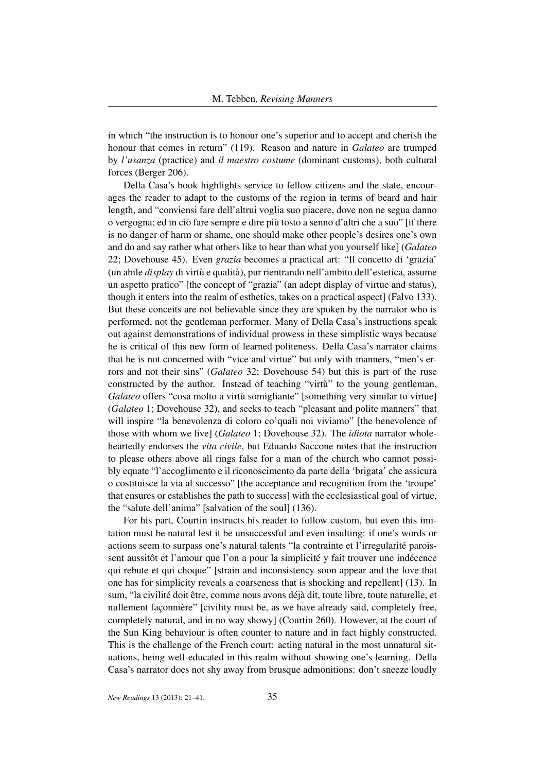in which "the instruction is to honour one's superior and to accept and cherish the honour that comes in return" (119). Reason and nature in *Galateo* are trumped by *l'usanza* (practice) and *il maestro costume* (dominant customs), both cultural forces (Berger 206).

Della Casa's book highlights service to fellow citizens and the state, encourages the reader to adapt to the customs of the region in terms of beard and hair length, and "conviensi fare dell'altrui voglia suo piacere, dove non ne segua danno o vergogna; ed in ciò fare sempre e dire più tosto a senno d'altri che a suo" [if there is no danger of harm or shame, one should make other people's desires one's own and do and say rather what others like to hear than what you yourself like] (*Galateo* 22; Dovehouse 45). Even *grazia* becomes a practical art: "Il concetto di 'grazia' (un abile *display* di virtù e qualità), pur rientrando nell'ambito dell'estetica, assume un aspetto pratico" [the concept of "grazia" (an adept display of virtue and status), though it enters into the realm of esthetics, takes on a practical aspect] (Falvo 133). But these conceits are not believable since they are spoken by the narrator who is performed, not the gentleman performer. Many of Della Casa's instructions speak out against demonstrations of individual prowess in these simplistic ways because he is critical of this new form of learned politeness. Della Casa's narrator claims that he is not concerned with "vice and virtue" but only with manners, "men's errors and not their sins" (*Galateo* 32; Dovehouse 54) but this is part of the ruse constructed by the author. Instead of teaching "virtù" to the young gentleman, *Galateo* offers "cosa molto a virtù somigliante" [something very similar to virtue] (*Galateo* 1; Dovehouse 32), and seeks to teach "pleasant and polite manners" that will inspire "la benevolenza di coloro co'quali noi viviamo" [the benevolence of those with whom we live] (*Galateo* 1; Dovehouse 32). The *idiota* narrator wholeheartedly endorses the *vita civile*, but Eduardo Saccone notes that the instruction to please others above all rings false for a man of the church who cannot possibly equate "l'accoglimento e il riconoscimento da parte della 'brigata' che assicura o costituisce la via al successo" [the acceptance and recognition from the 'troupe' that ensures or establishes the path to success] with the ecclesiastical goal of virtue, the "salute dell'anima" [salvation of the soul] (136).

For his part, Courtin instructs his reader to follow custom, but even this imitation must be natural lest it be unsuccessful and even insulting: if one's words or actions seem to surpass one's natural talents "la contrainte et l'irregularité paroissent aussitôt et l'amour que l'on a pour la simplicité y fait trouver une indécence qui rebute et qui choque" [strain and inconsistency soon appear and the love that one has for simplicity reveals a coarseness that is shocking and repellent] (13). In sum, "la civilité doit être, comme nous avons déjà dit, toute libre, toute naturelle, et nullement façonnière" [civility must be, as we have already said, completely free, completely natural, and in no way showy] (Courtin 260). However, at the court of the Sun King behaviour is often counter to nature and in fact highly constructed. This is the challenge of the French court: acting natural in the most unnatural situations, being well-educated in this realm without showing one's learning. Della Casa's narrator does not shy away from brusque admonitions: don't sneeze loudly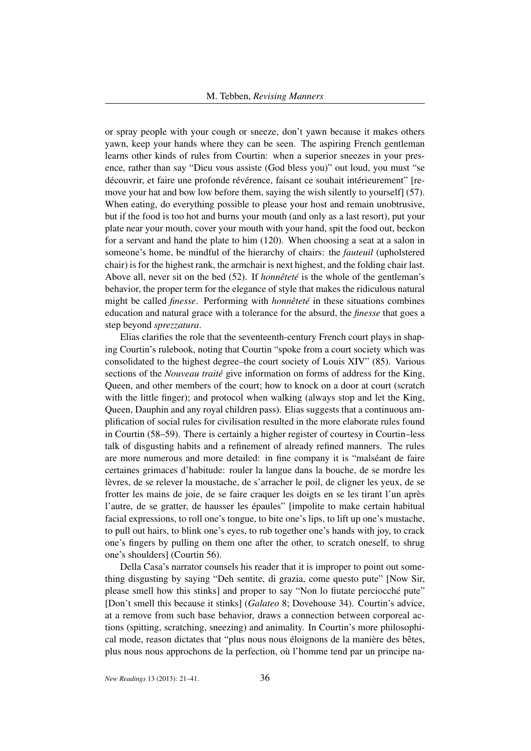or spray people with your cough or sneeze, don't yawn because it makes others yawn, keep your hands where they can be seen. The aspiring French gentleman learns other kinds of rules from Courtin: when a superior sneezes in your presence, rather than say "Dieu vous assiste (God bless you)" out loud, you must "se découvrir, et faire une profonde révérence, faisant ce souhait intérieurement" [remove your hat and bow low before them, saying the wish silently to yourself] (57). When eating, do everything possible to please your host and remain unobtrusive, but if the food is too hot and burns your mouth (and only as a last resort), put your plate near your mouth, cover your mouth with your hand, spit the food out, beckon for a servant and hand the plate to him (120). When choosing a seat at a salon in someone's home, be mindful of the hierarchy of chairs: the *fauteuil* (upholstered chair) is for the highest rank, the armchair is next highest, and the folding chair last. Above all, never sit on the bed (52). If *honnêteté* is the whole of the gentleman's behavior, the proper term for the elegance of style that makes the ridiculous natural might be called *finesse*. Performing with *honnêteté* in these situations combines education and natural grace with a tolerance for the absurd, the *finesse* that goes a step beyond *sprezzatura*.

Elias clarifies the role that the seventeenth-century French court plays in shaping Courtin's rulebook, noting that Courtin "spoke from a court society which was consolidated to the highest degree–the court society of Louis XIV" (85). Various sections of the *Nouveau traité* give information on forms of address for the King, Queen, and other members of the court; how to knock on a door at court (scratch with the little finger); and protocol when walking (always stop and let the King, Queen, Dauphin and any royal children pass). Elias suggests that a continuous amplification of social rules for civilisation resulted in the more elaborate rules found in Courtin (58–59). There is certainly a higher register of courtesy in Courtin–less talk of disgusting habits and a refinement of already refined manners. The rules are more numerous and more detailed: in fine company it is "malséant de faire certaines grimaces d'habitude: rouler la langue dans la bouche, de se mordre les lèvres, de se relever la moustache, de s'arracher le poil, de cligner les yeux, de se frotter les mains de joie, de se faire craquer les doigts en se les tirant l'un après l'autre, de se gratter, de hausser les épaules" [impolite to make certain habitual facial expressions, to roll one's tongue, to bite one's lips, to lift up one's mustache, to pull out hairs, to blink one's eyes, to rub together one's hands with joy, to crack one's fingers by pulling on them one after the other, to scratch oneself, to shrug one's shoulders] (Courtin 56).

Della Casa's narrator counsels his reader that it is improper to point out something disgusting by saying "Deh sentite, di grazia, come questo pute" [Now Sir, please smell how this stinks] and proper to say "Non lo fiutate perciocché pute" [Don't smell this because it stinks] (*Galateo* 8; Dovehouse 34). Courtin's advice, at a remove from such base behavior, draws a connection between corporeal actions (spitting, scratching, sneezing) and animality. In Courtin's more philosophical mode, reason dictates that "plus nous nous éloignons de la manière des bêtes, plus nous nous approchons de la perfection, où l'homme tend par un principe na-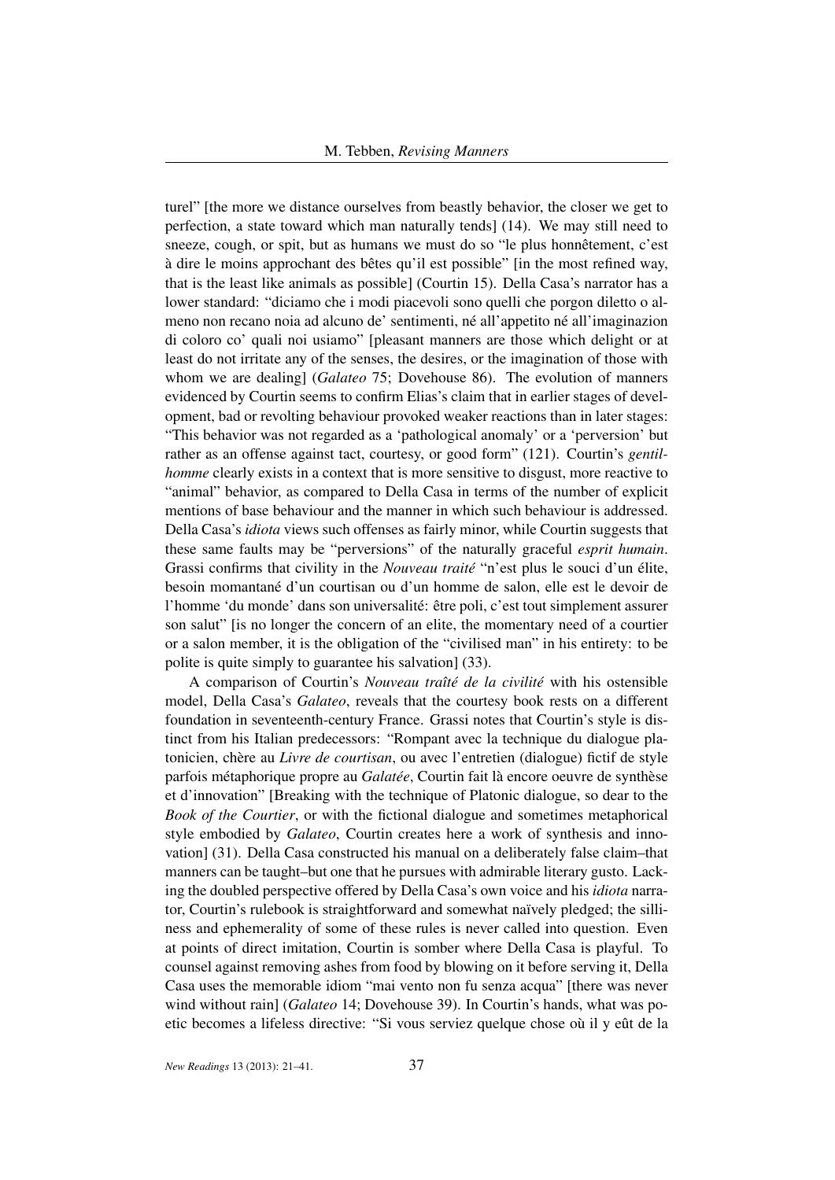turel" [the more we distance ourselves from beastly behavior, the closer we get to perfection, a state toward which man naturally tends] (14). We may still need to sneeze, cough, or spit, but as humans we must do so "le plus honnêtement, c'est à dire le moins approchant des bêtes qu'il est possible" [in the most refined way, that is the least like animals as possible] (Courtin 15). Della Casa's narrator has a lower standard: "diciamo che i modi piacevoli sono quelli che porgon diletto o almeno non recano noia ad alcuno de' sentimenti, né all'appetito né all'imaginazion di coloro co' quali noi usiamo" [pleasant manners are those which delight or at least do not irritate any of the senses, the desires, or the imagination of those with whom we are dealing] (*Galateo* 75; Dovehouse 86). The evolution of manners evidenced by Courtin seems to confirm Elias's claim that in earlier stages of development, bad or revolting behaviour provoked weaker reactions than in later stages: "This behavior was not regarded as a 'pathological anomaly' or a 'perversion' but rather as an offense against tact, courtesy, or good form" (121). Courtin's *gentilhomme* clearly exists in a context that is more sensitive to disgust, more reactive to "animal" behavior, as compared to Della Casa in terms of the number of explicit mentions of base behaviour and the manner in which such behaviour is addressed. Della Casa's *idiota* views such offenses as fairly minor, while Courtin suggests that these same faults may be "perversions" of the naturally graceful *esprit humain*. Grassi confirms that civility in the *Nouveau traité* "n'est plus le souci d'un élite, besoin momantané d'un courtisan ou d'un homme de salon, elle est le devoir de l'homme 'du monde' dans son universalité: être poli, c'est tout simplement assurer son salut" [is no longer the concern of an elite, the momentary need of a courtier or a salon member, it is the obligation of the "civilised man" in his entirety: to be polite is quite simply to guarantee his salvation] (33).

A comparison of Courtin's *Nouveau traîté de la civilité* with his ostensible model, Della Casa's *Galateo*, reveals that the courtesy book rests on a different foundation in seventeenth-century France. Grassi notes that Courtin's style is distinct from his Italian predecessors: "Rompant avec la technique du dialogue platonicien, chère au *Livre de courtisan*, ou avec l'entretien (dialogue) fictif de style parfois métaphorique propre au *Galatée*, Courtin fait là encore oeuvre de synthèse et d'innovation" [Breaking with the technique of Platonic dialogue, so dear to the *Book of the Courtier*, or with the fictional dialogue and sometimes metaphorical style embodied by *Galateo*, Courtin creates here a work of synthesis and innovation] (31). Della Casa constructed his manual on a deliberately false claim–that manners can be taught–but one that he pursues with admirable literary gusto. Lacking the doubled perspective offered by Della Casa's own voice and his *idiota* narrator, Courtin's rulebook is straightforward and somewhat naïvely pledged; the silliness and ephemerality of some of these rules is never called into question. Even at points of direct imitation, Courtin is somber where Della Casa is playful. To counsel against removing ashes from food by blowing on it before serving it, Della Casa uses the memorable idiom "mai vento non fu senza acqua" [there was never wind without rain] (*Galateo* 14; Dovehouse 39). In Courtin's hands, what was poetic becomes a lifeless directive: "Si vous serviez quelque chose où il y eût de la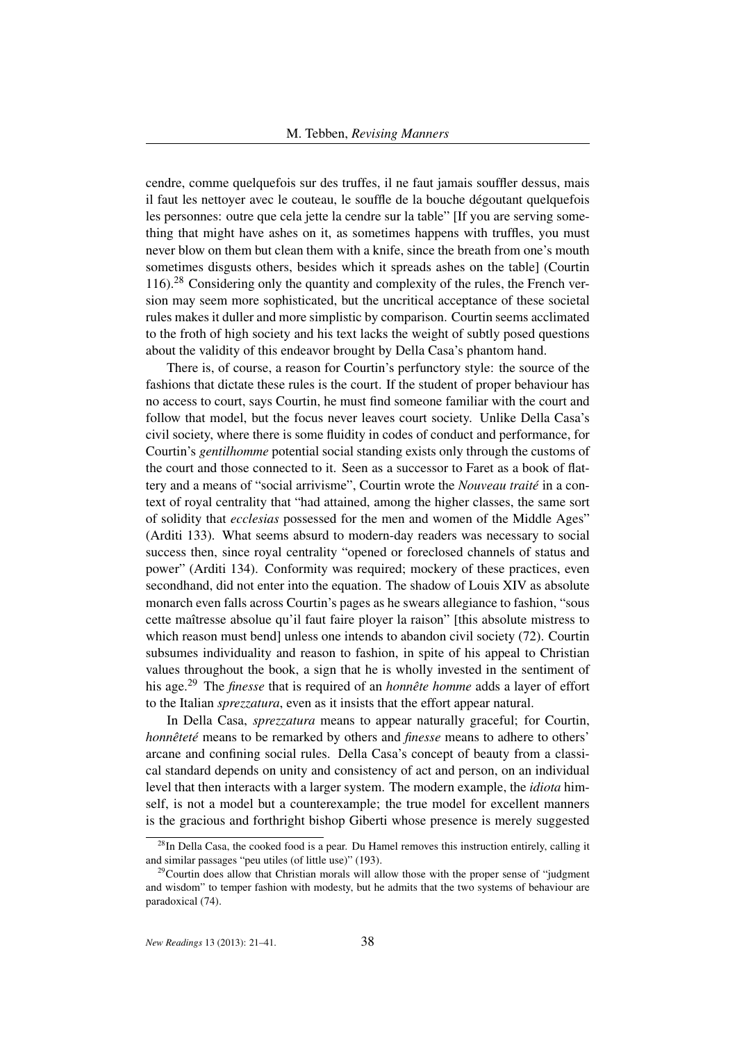cendre, comme quelquefois sur des truffes, il ne faut jamais souffler dessus, mais il faut les nettoyer avec le couteau, le souffle de la bouche dégoutant quelquefois les personnes: outre que cela jette la cendre sur la table" [If you are serving something that might have ashes on it, as sometimes happens with truffles, you must never blow on them but clean them with a knife, since the breath from one's mouth sometimes disgusts others, besides which it spreads ashes on the table] (Courtin 116).[28] Considering only the quantity and complexity of the rules, the French version may seem more sophisticated, but the uncritical acceptance of these societal rules makes it duller and more simplistic by comparison. Courtin seems acclimated to the froth of high society and his text lacks the weight of subtly posed questions about the validity of this endeavor brought by Della Casa's phantom hand.

There is, of course, a reason for Courtin's perfunctory style: the source of the fashions that dictate these rules is the court. If the student of proper behaviour has no access to court, says Courtin, he must find someone familiar with the court and follow that model, but the focus never leaves court society. Unlike Della Casa's civil society, where there is some fluidity in codes of conduct and performance, for Courtin's *gentilhomme* potential social standing exists only through the customs of the court and those connected to it. Seen as a successor to Faret as a book of flattery and a means of "social arrivisme", Courtin wrote the *Nouveau traité* in a context of royal centrality that "had attained, among the higher classes, the same sort of solidity that *ecclesias* possessed for the men and women of the Middle Ages" (Arditi 133). What seems absurd to modern-day readers was necessary to social success then, since royal centrality "opened or foreclosed channels of status and power" (Arditi 134). Conformity was required; mockery of these practices, even secondhand, did not enter into the equation. The shadow of Louis XIV as absolute monarch even falls across Courtin's pages as he swears allegiance to fashion, "sous cette maîtresse absolue qu'il faut faire ployer la raison" [this absolute mistress to which reason must bend] unless one intends to abandon civil society (72). Courtin subsumes individuality and reason to fashion, in spite of his appeal to Christian values throughout the book, a sign that he is wholly invested in the sentiment of his age.[29] The *finesse* that is required of an *honnête homme* adds a layer of effort to the Italian *sprezzatura*, even as it insists that the effort appear natural.

In Della Casa, *sprezzatura* means to appear naturally graceful; for Courtin, *honnêteté* means to be remarked by others and *finesse* means to adhere to others' arcane and confining social rules. Della Casa's concept of beauty from a classical standard depends on unity and consistency of act and person, on an individual level that then interacts with a larger system. The modern example, the *idiota* himself, is not a model but a counterexample; the true model for excellent manners is the gracious and forthright bishop Giberti whose presence is merely suggested

[28] In Della Casa, the cooked food is a pear. Du Hamel removes this instruction entirely, calling it and similar passages "peu utiles (of little use)" (193).

[29] Courtin does allow that Christian morals will allow those with the proper sense of "judgment and wisdom" to temper fashion with modesty, but he admits that the two systems of behaviour are paradoxical (74).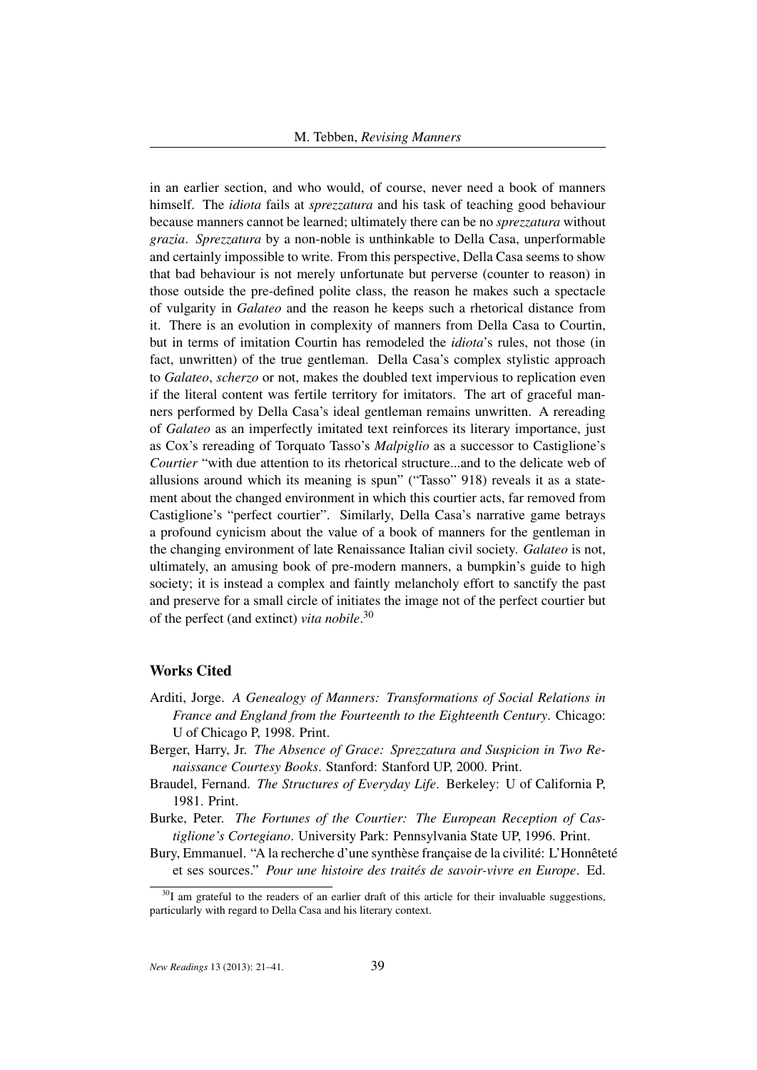in an earlier section, and who would, of course, never need a book of manners himself. The *idiota* fails at *sprezzatura* and his task of teaching good behaviour because manners cannot be learned; ultimately there can be no *sprezzatura* without *grazia*. *Sprezzatura* by a non-noble is unthinkable to Della Casa, unperformable and certainly impossible to write. From this perspective, Della Casa seems to show that bad behaviour is not merely unfortunate but perverse (counter to reason) in those outside the pre-defined polite class, the reason he makes such a spectacle of vulgarity in *Galateo* and the reason he keeps such a rhetorical distance from it. There is an evolution in complexity of manners from Della Casa to Courtin, but in terms of imitation Courtin has remodeled the *idiota*'s rules, not those (in fact, unwritten) of the true gentleman. Della Casa's complex stylistic approach to *Galateo*, *scherzo* or not, makes the doubled text impervious to replication even if the literal content was fertile territory for imitators. The art of graceful manners performed by Della Casa's ideal gentleman remains unwritten. A rereading of *Galateo* as an imperfectly imitated text reinforces its literary importance, just as Cox's rereading of Torquato Tasso's *Malpiglio* as a successor to Castiglione's *Courtier* "with due attention to its rhetorical structure...and to the delicate web of allusions around which its meaning is spun" ("Tasso" 918) reveals it as a statement about the changed environment in which this courtier acts, far removed from Castiglione's "perfect courtier". Similarly, Della Casa's narrative game betrays a profound cynicism about the value of a book of manners for the gentleman in the changing environment of late Renaissance Italian civil society. *Galateo* is not, ultimately, an amusing book of pre-modern manners, a bumpkin's guide to high society; it is instead a complex and faintly melancholy effort to sanctify the past and preserve for a small circle of initiates the image not of the perfect courtier but of the perfect (and extinct) *vita nobile*.[30]

## Works Cited

Arditi, Jorge. *A Genealogy of Manners: Transformations of Social Relations in France and England from the Fourteenth to the Eighteenth Century*. Chicago: U of Chicago P, 1998. Print.

Berger, Harry, Jr. *The Absence of Grace: Sprezzatura and Suspicion in Two Renaissance Courtesy Books*. Stanford: Stanford UP, 2000. Print.

Braudel, Fernand. *The Structures of Everyday Life*. Berkeley: U of California P, 1981. Print.

Burke, Peter. *The Fortunes of the Courtier: The European Reception of Castiglione's Cortegiano*. University Park: Pennsylvania State UP, 1996. Print.

Bury, Emmanuel. "A la recherche d'une synthèse française de la civilité: L'Honnêteté et ses sources." *Pour une histoire des traités de savoir-vivre en Europe*. Ed.

[30] I am grateful to the readers of an earlier draft of this article for their invaluable suggestions, particularly with regard to Della Casa and his literary context.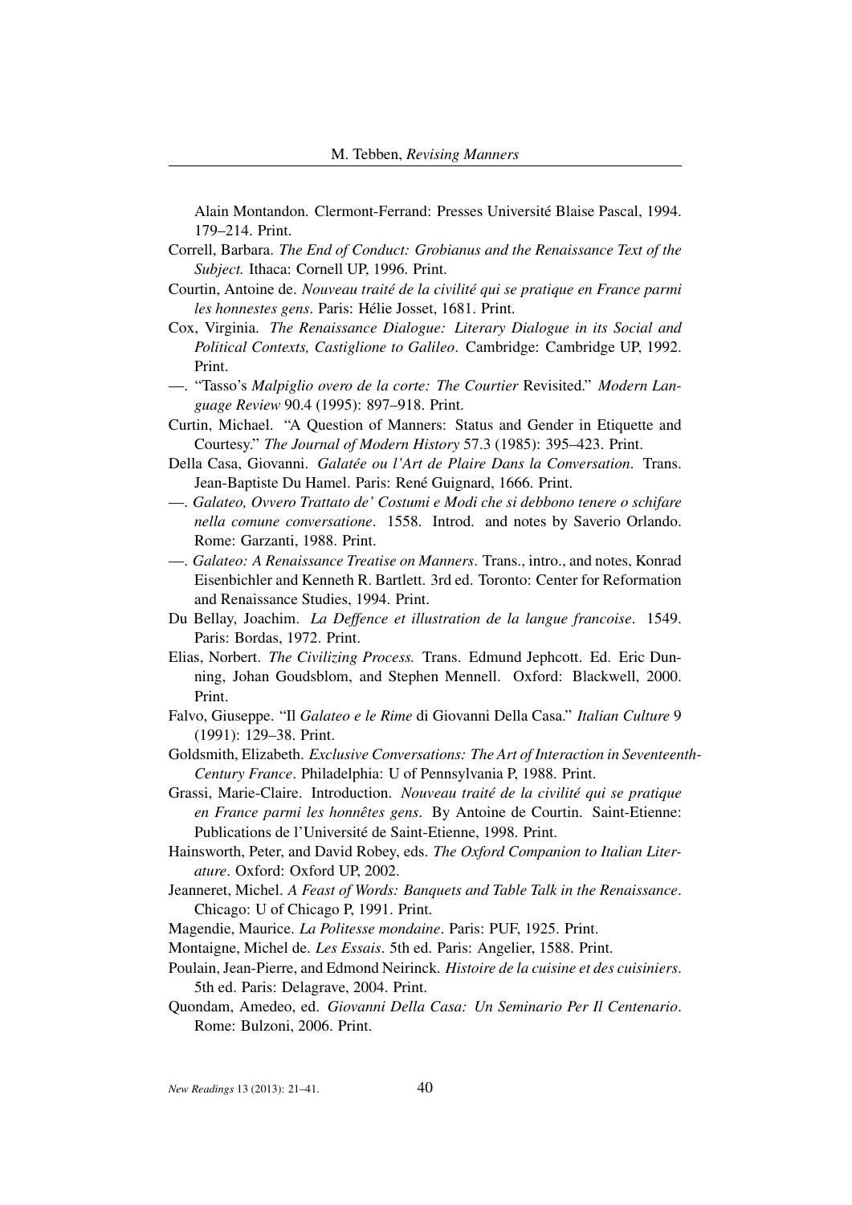Alain Montandon. Clermont-Ferrand: Presses Université Blaise Pascal, 1994. 179–214. Print.

Correll, Barbara. *The End of Conduct: Grobianus and the Renaissance Text of the Subject.* Ithaca: Cornell UP, 1996. Print.

Courtin, Antoine de. *Nouveau traité de la civilité qui se pratique en France parmi les honnestes gens*. Paris: Hélie Josset, 1681. Print.

Cox, Virginia. *The Renaissance Dialogue: Literary Dialogue in its Social and Political Contexts, Castiglione to Galileo*. Cambridge: Cambridge UP, 1992. Print.

—. "Tasso's *Malpiglio overo de la corte: The Courtier* Revisited." *Modern Language Review* 90.4 (1995): 897–918. Print.

Curtin, Michael. "A Question of Manners: Status and Gender in Etiquette and Courtesy." *The Journal of Modern History* 57.3 (1985): 395–423. Print.

Della Casa, Giovanni. *Galatée ou l'Art de Plaire Dans la Conversation*. Trans. Jean-Baptiste Du Hamel. Paris: René Guignard, 1666. Print.

—. *Galateo, Ovvero Trattato de' Costumi e Modi che si debbono tenere o schifare nella comune conversatione*. 1558. Introd. and notes by Saverio Orlando. Rome: Garzanti, 1988. Print.

—. *Galateo: A Renaissance Treatise on Manners*. Trans., intro., and notes, Konrad Eisenbichler and Kenneth R. Bartlett. 3rd ed. Toronto: Center for Reformation and Renaissance Studies, 1994. Print.

Du Bellay, Joachim. *La Deffence et illustration de la langue francoise*. 1549. Paris: Bordas, 1972. Print.

Elias, Norbert. *The Civilizing Process.* Trans. Edmund Jephcott. Ed. Eric Dunning, Johan Goudsblom, and Stephen Mennell. Oxford: Blackwell, 2000. Print.

Falvo, Giuseppe. "Il *Galateo e le Rime* di Giovanni Della Casa." *Italian Culture* 9 (1991): 129–38. Print.

Goldsmith, Elizabeth. *Exclusive Conversations: The Art of Interaction in Seventeenth-Century France*. Philadelphia: U of Pennsylvania P, 1988. Print.

Grassi, Marie-Claire. Introduction. *Nouveau traité de la civilité qui se pratique en France parmi les honnêtes gens*. By Antoine de Courtin. Saint-Etienne: Publications de l'Université de Saint-Etienne, 1998. Print.

Hainsworth, Peter, and David Robey, eds. *The Oxford Companion to Italian Literature*. Oxford: Oxford UP, 2002.

Jeanneret, Michel. *A Feast of Words: Banquets and Table Talk in the Renaissance*. Chicago: U of Chicago P, 1991. Print.

Magendie, Maurice. *La Politesse mondaine*. Paris: PUF, 1925. Print.

Montaigne, Michel de. *Les Essais*. 5th ed. Paris: Angelier, 1588. Print.

Poulain, Jean-Pierre, and Edmond Neirinck. *Histoire de la cuisine et des cuisiniers*. 5th ed. Paris: Delagrave, 2004. Print.

Quondam, Amedeo, ed. *Giovanni Della Casa: Un Seminario Per Il Centenario*. Rome: Bulzoni, 2006. Print.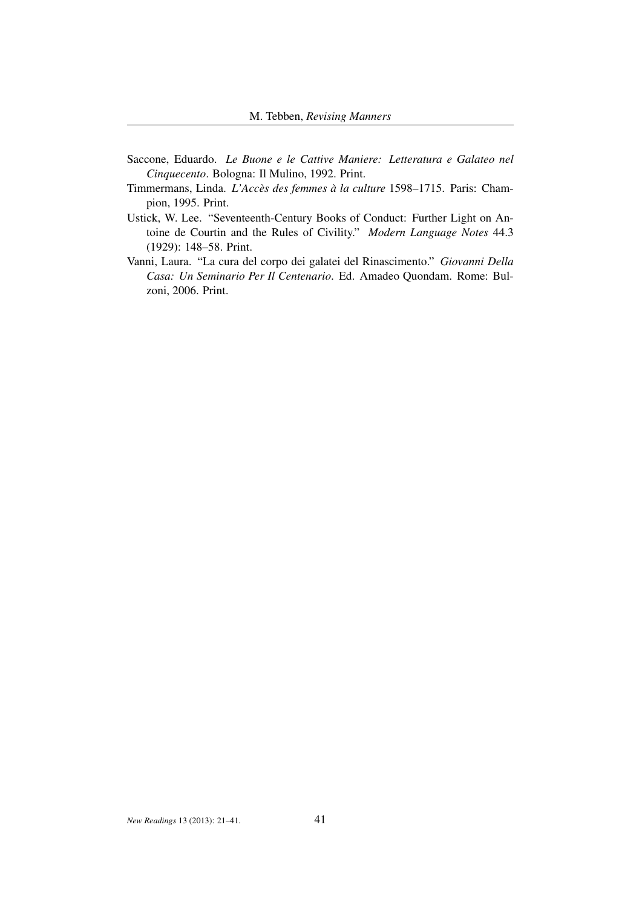Saccone, Eduardo. *Le Buone e le Cattive Maniere: Letteratura e Galateo nel Cinquecento*. Bologna: Il Mulino, 1992. Print.

Timmermans, Linda. *L'Accès des femmes à la culture* 1598–1715. Paris: Champion, 1995. Print.

Ustick, W. Lee. "Seventeenth-Century Books of Conduct: Further Light on Antoine de Courtin and the Rules of Civility." *Modern Language Notes* 44.3 (1929): 148–58. Print.

Vanni, Laura. "La cura del corpo dei galatei del Rinascimento." *Giovanni Della Casa: Un Seminario Per Il Centenario*. Ed. Amadeo Quondam. Rome: Bulzoni, 2006. Print.